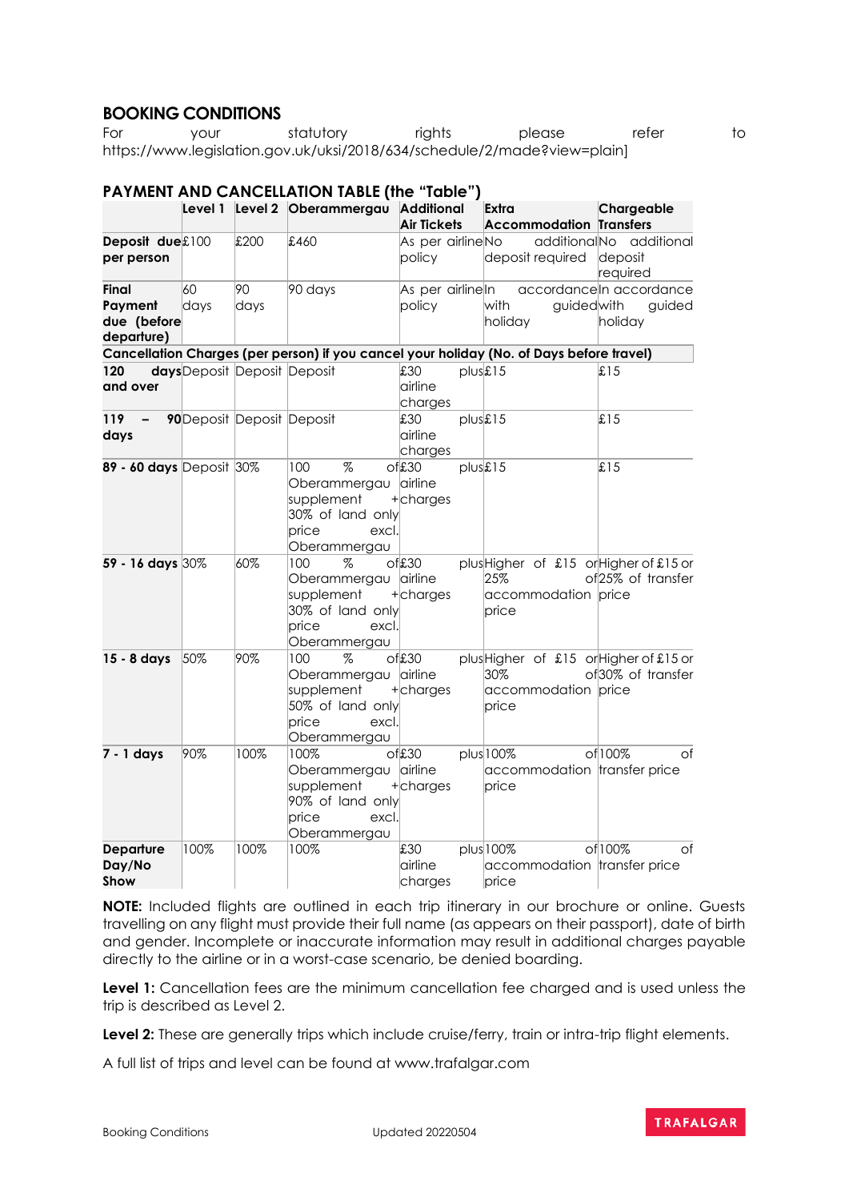## BOOKING CONDITIONS

For your statutory rights please refer to https://www.legislation.gov.uk/uksi/2018/634/schedule/2/made?view=plain]

### PAYMENT AND CANCELLATION TABLE (the "Table")

| | Level 1 | Level 2 | Oberammergau | Additional Air Tickets | Extra Accommodation | Chargeable Transfers |
|---|---|---|---|---|---|---|
| **Deposit due per person** | £100 | £200 | £460 | As per airline policy | No additional deposit required | No additional deposit required |
| **Final Payment due (before departure)** | 60 days | 90 days | 90 days | As per airline policy | In accordance with guided holiday | In accordance with guided holiday |
| **Cancellation Charges (per person) if you cancel your holiday (No. of Days before travel)** | | | | | | |
| **120 days and over** | Deposit | Deposit | Deposit | £30 plus airline charges | £15 | £15 |
| **119 – 90 days** | Deposit | Deposit | Deposit | £30 plus airline charges | £15 | £15 |
| **89 - 60 days** | Deposit | 30% | 100 % of Oberammergau supplement + 30% of land only price excl. Oberammergau | £30 plus airline charges | £15 | £15 |
| **59 - 16 days** | 30% | 60% | 100 % of Oberammergau supplement + 30% of land only price excl. Oberammergau | £30 plus airline charges | Higher of £15 or 25% of accommodation price | Higher of £15 or 25% of transfer price |
| **15 - 8 days** | 50% | 90% | 100 % of Oberammergau supplement + 50% of land only price excl. Oberammergau | £30 plus airline charges | Higher of £15 or 30% of accommodation price | Higher of £15 or 30% of transfer price |
| **7 - 1 days** | 90% | 100% | 100% of Oberammergau supplement + 90% of land only price excl. Oberammergau | £30 plus airline charges | 100% of accommodation price | 100% of transfer price |
| **Departure Day/No Show** | 100% | 100% | 100% | £30 plus airline charges | 100% of accommodation price | 100% of transfer price |

**NOTE:** Included flights are outlined in each trip itinerary in our brochure or online. Guests travelling on any flight must provide their full name (as appears on their passport), date of birth and gender. Incomplete or inaccurate information may result in additional charges payable directly to the airline or in a worst-case scenario, be denied boarding.

**Level 1:** Cancellation fees are the minimum cancellation fee charged and is used unless the trip is described as Level 2.

**Level 2:** These are generally trips which include cruise/ferry, train or intra-trip flight elements.

A full list of trips and level can be found at www.trafalgar.com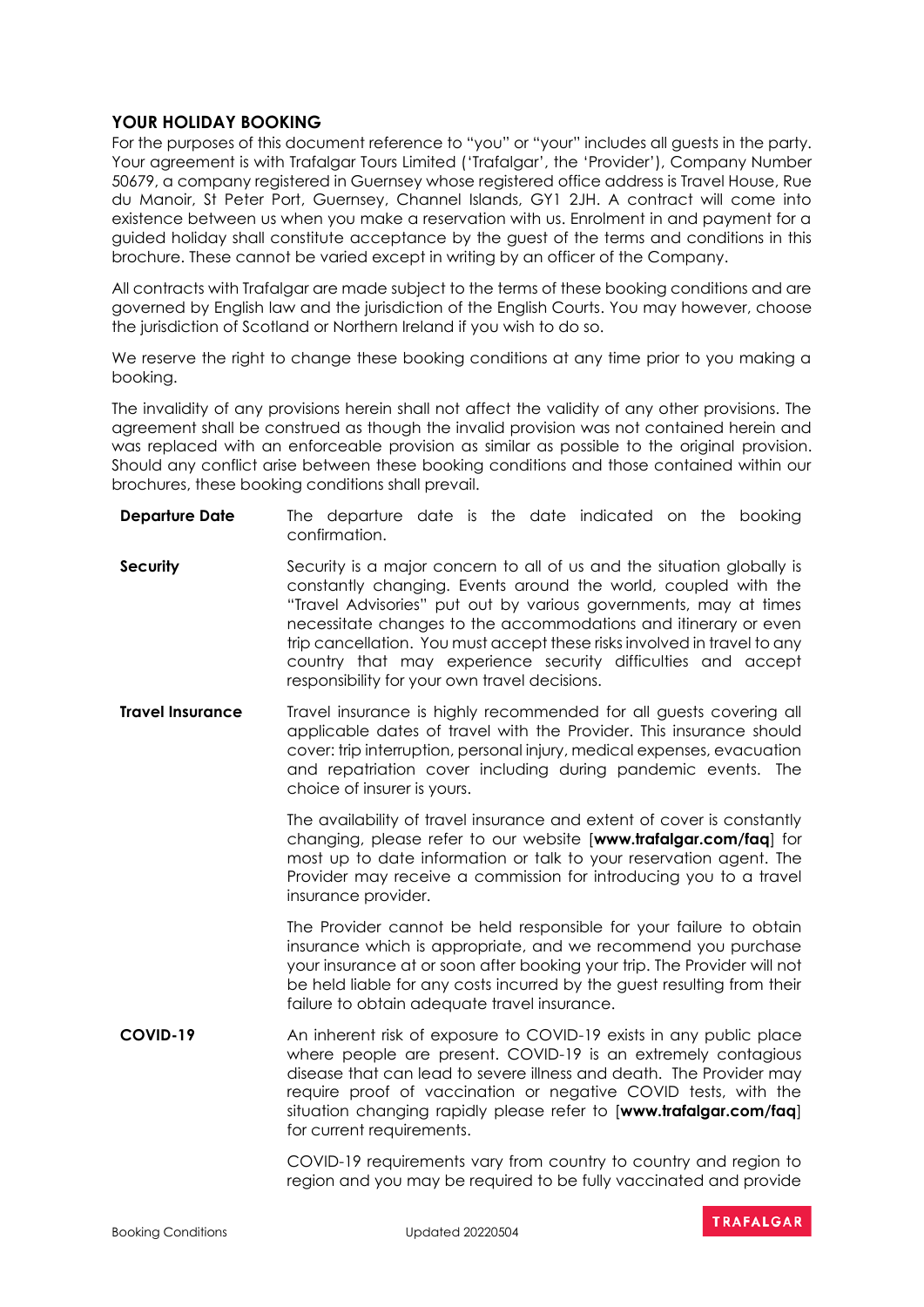## YOUR HOLIDAY BOOKING

For the purposes of this document reference to "you" or "your" includes all guests in the party. Your agreement is with Trafalgar Tours Limited ('Trafalgar', the 'Provider'), Company Number 50679, a company registered in Guernsey whose registered office address is Travel House, Rue du Manoir, St Peter Port, Guernsey, Channel Islands, GY1 2JH. A contract will come into existence between us when you make a reservation with us. Enrolment in and payment for a guided holiday shall constitute acceptance by the guest of the terms and conditions in this brochure. These cannot be varied except in writing by an officer of the Company.

All contracts with Trafalgar are made subject to the terms of these booking conditions and are governed by English law and the jurisdiction of the English Courts. You may however, choose the jurisdiction of Scotland or Northern Ireland if you wish to do so.

We reserve the right to change these booking conditions at any time prior to you making a booking.

The invalidity of any provisions herein shall not affect the validity of any other provisions. The agreement shall be construed as though the invalid provision was not contained herein and was replaced with an enforceable provision as similar as possible to the original provision. Should any conflict arise between these booking conditions and those contained within our brochures, these booking conditions shall prevail.

**Departure Date**

The departure date is the date indicated on the booking confirmation.

**Security**

Security is a major concern to all of us and the situation globally is constantly changing. Events around the world, coupled with the "Travel Advisories" put out by various governments, may at times necessitate changes to the accommodations and itinerary or even trip cancellation. You must accept these risks involved in travel to any country that may experience security difficulties and accept responsibility for your own travel decisions.

**Travel Insurance**

Travel insurance is highly recommended for all guests covering all applicable dates of travel with the Provider. This insurance should cover: trip interruption, personal injury, medical expenses, evacuation and repatriation cover including during pandemic events. The choice of insurer is yours.

The availability of travel insurance and extent of cover is constantly changing, please refer to our website [**www.trafalgar.com/faq**] for most up to date information or talk to your reservation agent. The Provider may receive a commission for introducing you to a travel insurance provider.

The Provider cannot be held responsible for your failure to obtain insurance which is appropriate, and we recommend you purchase your insurance at or soon after booking your trip. The Provider will not be held liable for any costs incurred by the guest resulting from their failure to obtain adequate travel insurance.

**COVID-19**

An inherent risk of exposure to COVID-19 exists in any public place where people are present. COVID-19 is an extremely contagious disease that can lead to severe illness and death. The Provider may require proof of vaccination or negative COVID tests, with the situation changing rapidly please refer to [**www.trafalgar.com/faq**] for current requirements.

COVID-19 requirements vary from country to country and region to region and you may be required to be fully vaccinated and provide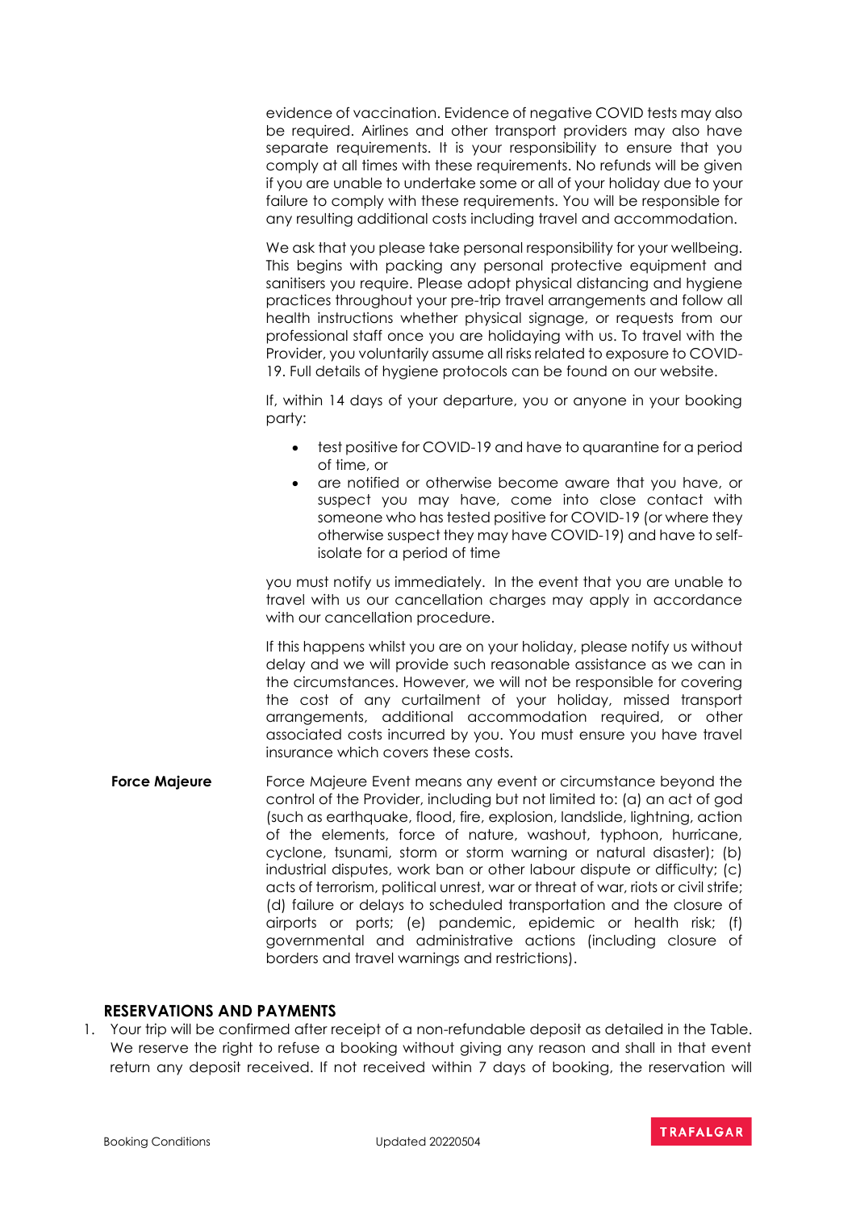evidence of vaccination. Evidence of negative COVID tests may also be required. Airlines and other transport providers may also have separate requirements. It is your responsibility to ensure that you comply at all times with these requirements. No refunds will be given if you are unable to undertake some or all of your holiday due to your failure to comply with these requirements. You will be responsible for any resulting additional costs including travel and accommodation.

We ask that you please take personal responsibility for your wellbeing. This begins with packing any personal protective equipment and sanitisers you require. Please adopt physical distancing and hygiene practices throughout your pre-trip travel arrangements and follow all health instructions whether physical signage, or requests from our professional staff once you are holidaying with us. To travel with the Provider, you voluntarily assume all risks related to exposure to COVID-19. Full details of hygiene protocols can be found on our website.

If, within 14 days of your departure, you or anyone in your booking party:

- test positive for COVID-19 and have to quarantine for a period of time, or
- are notified or otherwise become aware that you have, or suspect you may have, come into close contact with someone who has tested positive for COVID-19 (or where they otherwise suspect they may have COVID-19) and have to self-isolate for a period of time

you must notify us immediately. In the event that you are unable to travel with us our cancellation charges may apply in accordance with our cancellation procedure.

If this happens whilst you are on your holiday, please notify us without delay and we will provide such reasonable assistance as we can in the circumstances. However, we will not be responsible for covering the cost of any curtailment of your holiday, missed transport arrangements, additional accommodation required, or other associated costs incurred by you. You must ensure you have travel insurance which covers these costs.

**Force Majeure**

Force Majeure Event means any event or circumstance beyond the control of the Provider, including but not limited to: (a) an act of god (such as earthquake, flood, fire, explosion, landslide, lightning, action of the elements, force of nature, washout, typhoon, hurricane, cyclone, tsunami, storm or storm warning or natural disaster); (b) industrial disputes, work ban or other labour dispute or difficulty; (c) acts of terrorism, political unrest, war or threat of war, riots or civil strife; (d) failure or delays to scheduled transportation and the closure of airports or ports; (e) pandemic, epidemic or health risk; (f) governmental and administrative actions (including closure of borders and travel warnings and restrictions).

## RESERVATIONS AND PAYMENTS

1. Your trip will be confirmed after receipt of a non-refundable deposit as detailed in the Table. We reserve the right to refuse a booking without giving any reason and shall in that event return any deposit received. If not received within 7 days of booking, the reservation will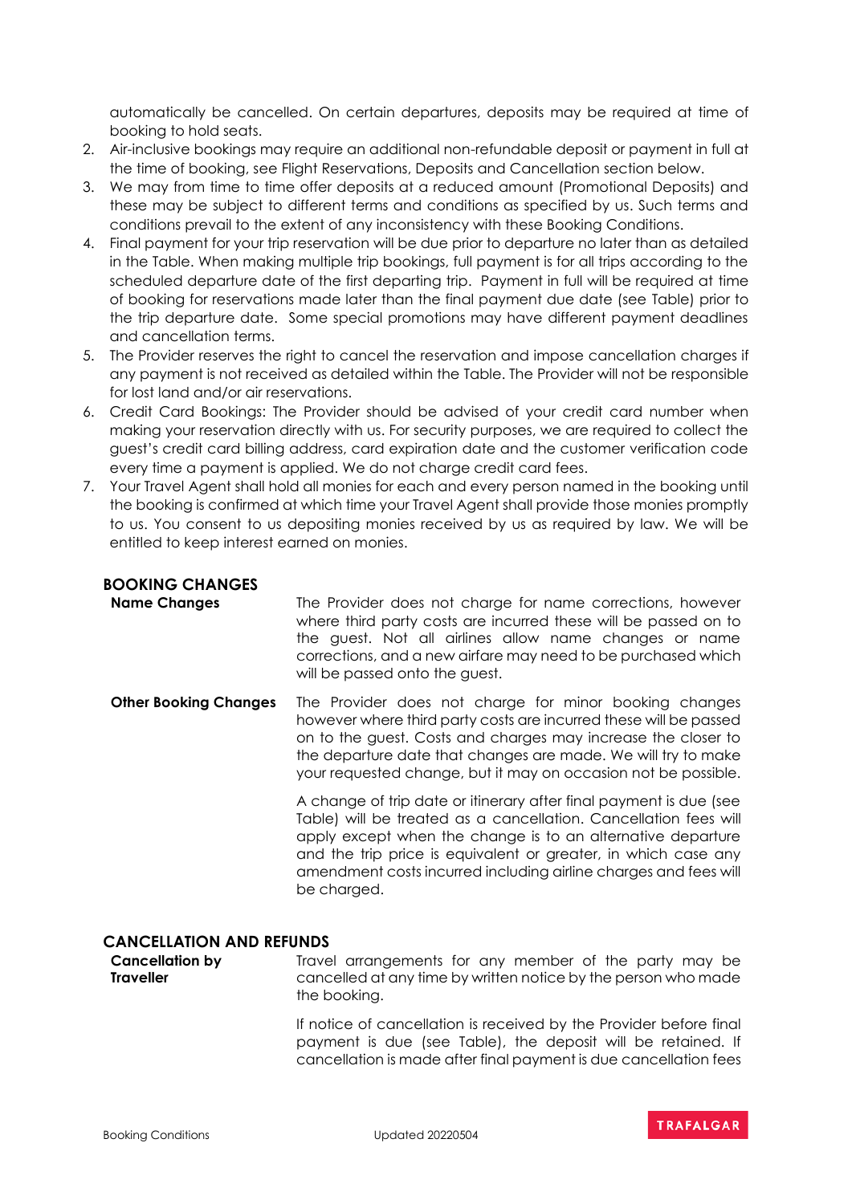automatically be cancelled. On certain departures, deposits may be required at time of booking to hold seats.

2. Air-inclusive bookings may require an additional non-refundable deposit or payment in full at the time of booking, see Flight Reservations, Deposits and Cancellation section below.
3. We may from time to time offer deposits at a reduced amount (Promotional Deposits) and these may be subject to different terms and conditions as specified by us. Such terms and conditions prevail to the extent of any inconsistency with these Booking Conditions.
4. Final payment for your trip reservation will be due prior to departure no later than as detailed in the Table. When making multiple trip bookings, full payment is for all trips according to the scheduled departure date of the first departing trip. Payment in full will be required at time of booking for reservations made later than the final payment due date (see Table) prior to the trip departure date. Some special promotions may have different payment deadlines and cancellation terms.
5. The Provider reserves the right to cancel the reservation and impose cancellation charges if any payment is not received as detailed within the Table. The Provider will not be responsible for lost land and/or air reservations.
6. Credit Card Bookings: The Provider should be advised of your credit card number when making your reservation directly with us. For security purposes, we are required to collect the guest's credit card billing address, card expiration date and the customer verification code every time a payment is applied. We do not charge credit card fees.
7. Your Travel Agent shall hold all monies for each and every person named in the booking until the booking is confirmed at which time your Travel Agent shall provide those monies promptly to us. You consent to us depositing monies received by us as required by law. We will be entitled to keep interest earned on monies.

## BOOKING CHANGES

**Name Changes**

The Provider does not charge for name corrections, however where third party costs are incurred these will be passed on to the guest. Not all airlines allow name changes or name corrections, and a new airfare may need to be purchased which will be passed onto the guest.

**Other Booking Changes**

The Provider does not charge for minor booking changes however where third party costs are incurred these will be passed on to the guest. Costs and charges may increase the closer to the departure date that changes are made. We will try to make your requested change, but it may on occasion not be possible.

A change of trip date or itinerary after final payment is due (see Table) will be treated as a cancellation. Cancellation fees will apply except when the change is to an alternative departure and the trip price is equivalent or greater, in which case any amendment costs incurred including airline charges and fees will be charged.

## CANCELLATION AND REFUNDS

**Cancellation by Traveller**

Travel arrangements for any member of the party may be cancelled at any time by written notice by the person who made the booking.

If notice of cancellation is received by the Provider before final payment is due (see Table), the deposit will be retained. If cancellation is made after final payment is due cancellation fees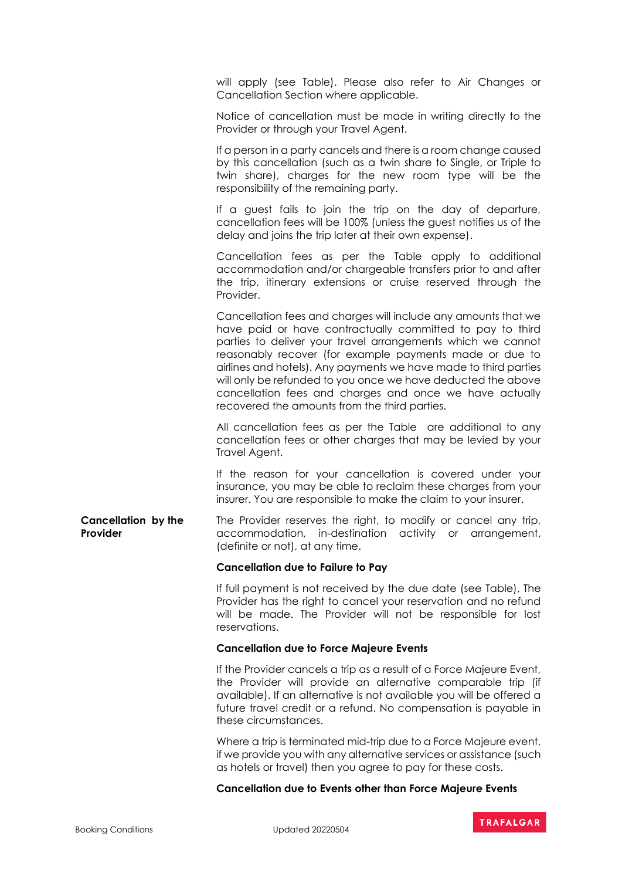will apply (see Table). Please also refer to Air Changes or Cancellation Section where applicable.

Notice of cancellation must be made in writing directly to the Provider or through your Travel Agent.

If a person in a party cancels and there is a room change caused by this cancellation (such as a twin share to Single, or Triple to twin share), charges for the new room type will be the responsibility of the remaining party.

If a guest fails to join the trip on the day of departure, cancellation fees will be 100% (unless the guest notifies us of the delay and joins the trip later at their own expense).

Cancellation fees as per the Table apply to additional accommodation and/or chargeable transfers prior to and after the trip, itinerary extensions or cruise reserved through the Provider.

Cancellation fees and charges will include any amounts that we have paid or have contractually committed to pay to third parties to deliver your travel arrangements which we cannot reasonably recover (for example payments made or due to airlines and hotels). Any payments we have made to third parties will only be refunded to you once we have deducted the above cancellation fees and charges and once we have actually recovered the amounts from the third parties.

All cancellation fees as per the Table are additional to any cancellation fees or other charges that may be levied by your Travel Agent.

If the reason for your cancellation is covered under your insurance, you may be able to reclaim these charges from your insurer. You are responsible to make the claim to your insurer.

**Cancellation by the Provider**

The Provider reserves the right, to modify or cancel any trip, accommodation, in-destination activity or arrangement, (definite or not), at any time.

**Cancellation due to Failure to Pay**

If full payment is not received by the due date (see Table), The Provider has the right to cancel your reservation and no refund will be made. The Provider will not be responsible for lost reservations.

**Cancellation due to Force Majeure Events**

If the Provider cancels a trip as a result of a Force Majeure Event, the Provider will provide an alternative comparable trip (if available). If an alternative is not available you will be offered a future travel credit or a refund. No compensation is payable in these circumstances.

Where a trip is terminated mid-trip due to a Force Majeure event, if we provide you with any alternative services or assistance (such as hotels or travel) then you agree to pay for these costs.

**Cancellation due to Events other than Force Majeure Events**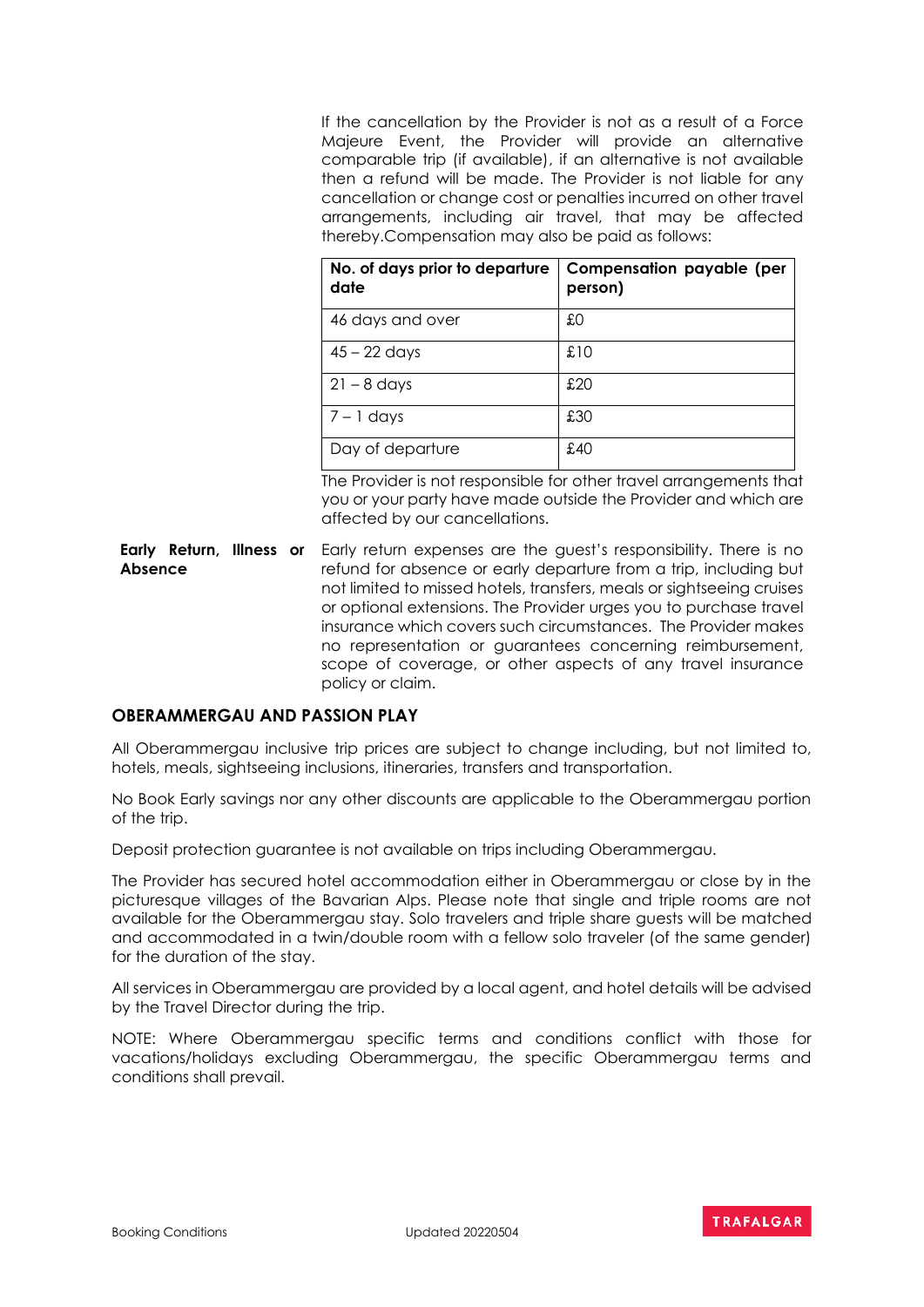If the cancellation by the Provider is not as a result of a Force Majeure Event, the Provider will provide an alternative comparable trip (if available), if an alternative is not available then a refund will be made. The Provider is not liable for any cancellation or change cost or penalties incurred on other travel arrangements, including air travel, that may be affected thereby.Compensation may also be paid as follows:

| No. of days prior to departure date | Compensation payable (per person) |
|---|---|
| 46 days and over | £0 |
| 45 – 22 days | £10 |
| 21 – 8 days | £20 |
| 7 – 1 days | £30 |
| Day of departure | £40 |

The Provider is not responsible for other travel arrangements that you or your party have made outside the Provider and which are affected by our cancellations.

**Early Return, Illness or Absence**

Early return expenses are the guest's responsibility. There is no refund for absence or early departure from a trip, including but not limited to missed hotels, transfers, meals or sightseeing cruises or optional extensions. The Provider urges you to purchase travel insurance which covers such circumstances. The Provider makes no representation or guarantees concerning reimbursement, scope of coverage, or other aspects of any travel insurance policy or claim.

## OBERAMMERGAU AND PASSION PLAY

All Oberammergau inclusive trip prices are subject to change including, but not limited to, hotels, meals, sightseeing inclusions, itineraries, transfers and transportation.

No Book Early savings nor any other discounts are applicable to the Oberammergau portion of the trip.

Deposit protection guarantee is not available on trips including Oberammergau.

The Provider has secured hotel accommodation either in Oberammergau or close by in the picturesque villages of the Bavarian Alps. Please note that single and triple rooms are not available for the Oberammergau stay. Solo travelers and triple share guests will be matched and accommodated in a twin/double room with a fellow solo traveler (of the same gender) for the duration of the stay.

All services in Oberammergau are provided by a local agent, and hotel details will be advised by the Travel Director during the trip.

NOTE: Where Oberammergau specific terms and conditions conflict with those for vacations/holidays excluding Oberammergau, the specific Oberammergau terms and conditions shall prevail.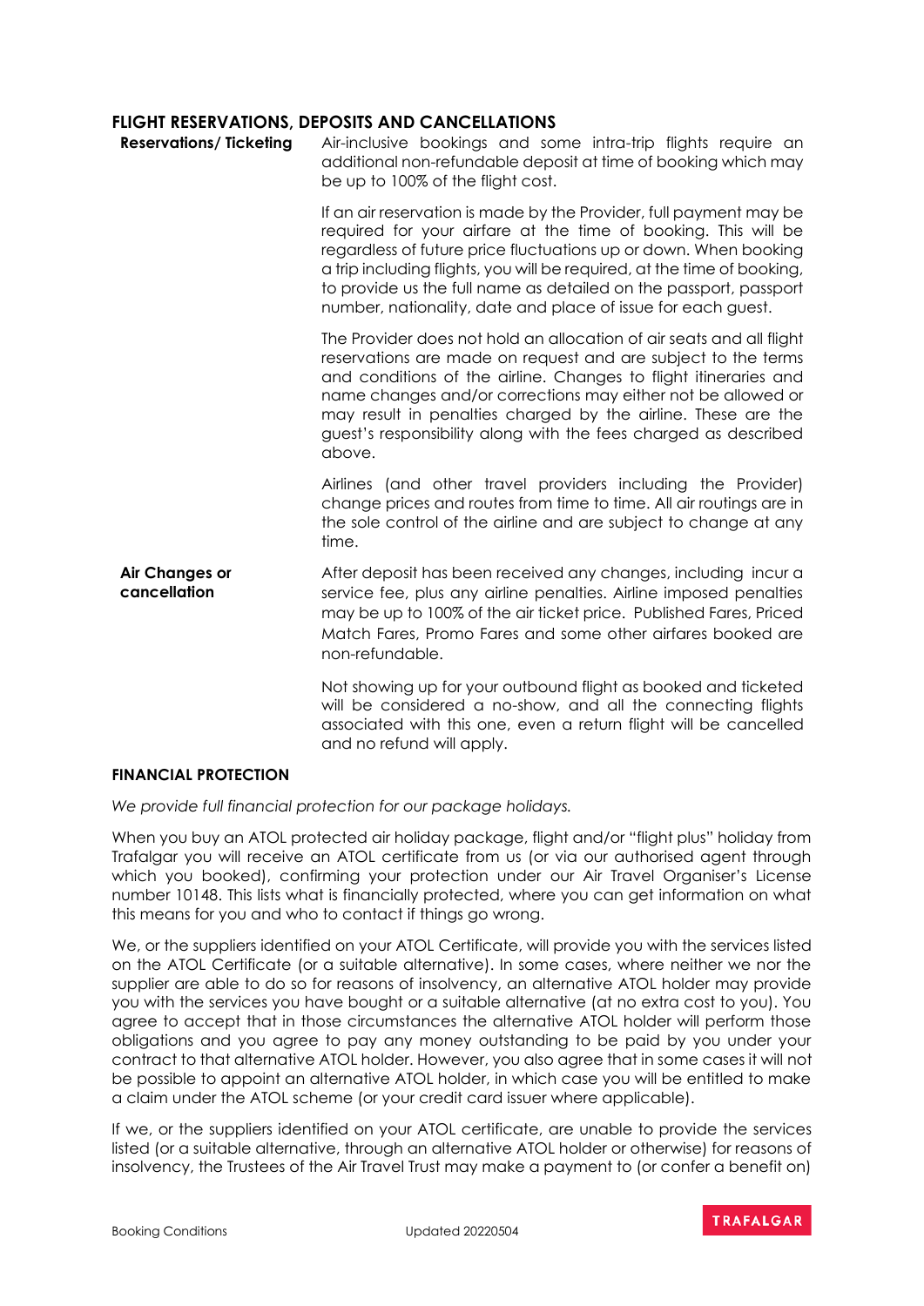## FLIGHT RESERVATIONS, DEPOSITS AND CANCELLATIONS

**Reservations/ Ticketing**

Air-inclusive bookings and some intra-trip flights require an additional non-refundable deposit at time of booking which may be up to 100% of the flight cost.

If an air reservation is made by the Provider, full payment may be required for your airfare at the time of booking. This will be regardless of future price fluctuations up or down. When booking a trip including flights, you will be required, at the time of booking, to provide us the full name as detailed on the passport, passport number, nationality, date and place of issue for each guest.

The Provider does not hold an allocation of air seats and all flight reservations are made on request and are subject to the terms and conditions of the airline. Changes to flight itineraries and name changes and/or corrections may either not be allowed or may result in penalties charged by the airline. These are the guest's responsibility along with the fees charged as described above.

Airlines (and other travel providers including the Provider) change prices and routes from time to time. All air routings are in the sole control of the airline and are subject to change at any time.

**Air Changes or cancellation**

After deposit has been received any changes, including incur a service fee, plus any airline penalties. Airline imposed penalties may be up to 100% of the air ticket price. Published Fares, Priced Match Fares, Promo Fares and some other airfares booked are non-refundable.

Not showing up for your outbound flight as booked and ticketed will be considered a no-show, and all the connecting flights associated with this one, even a return flight will be cancelled and no refund will apply.

### FINANCIAL PROTECTION

*We provide full financial protection for our package holidays.*

When you buy an ATOL protected air holiday package, flight and/or "flight plus" holiday from Trafalgar you will receive an ATOL certificate from us (or via our authorised agent through which you booked), confirming your protection under our Air Travel Organiser's License number 10148. This lists what is financially protected, where you can get information on what this means for you and who to contact if things go wrong.

We, or the suppliers identified on your ATOL Certificate, will provide you with the services listed on the ATOL Certificate (or a suitable alternative). In some cases, where neither we nor the supplier are able to do so for reasons of insolvency, an alternative ATOL holder may provide you with the services you have bought or a suitable alternative (at no extra cost to you). You agree to accept that in those circumstances the alternative ATOL holder will perform those obligations and you agree to pay any money outstanding to be paid by you under your contract to that alternative ATOL holder. However, you also agree that in some cases it will not be possible to appoint an alternative ATOL holder, in which case you will be entitled to make a claim under the ATOL scheme (or your credit card issuer where applicable).

If we, or the suppliers identified on your ATOL certificate, are unable to provide the services listed (or a suitable alternative, through an alternative ATOL holder or otherwise) for reasons of insolvency, the Trustees of the Air Travel Trust may make a payment to (or confer a benefit on)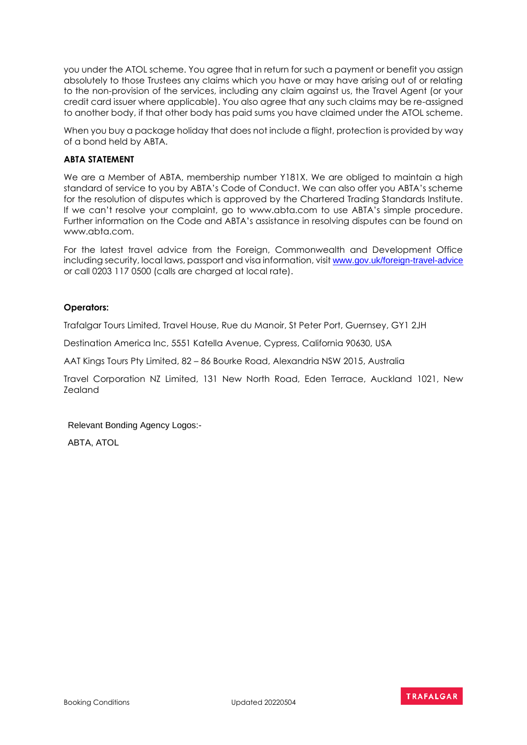you under the ATOL scheme. You agree that in return for such a payment or benefit you assign absolutely to those Trustees any claims which you have or may have arising out of or relating to the non-provision of the services, including any claim against us, the Travel Agent (or your credit card issuer where applicable). You also agree that any such claims may be re-assigned to another body, if that other body has paid sums you have claimed under the ATOL scheme.

When you buy a package holiday that does not include a flight, protection is provided by way of a bond held by ABTA.

**ABTA STATEMENT**

We are a Member of ABTA, membership number Y181X. We are obliged to maintain a high standard of service to you by ABTA's Code of Conduct. We can also offer you ABTA's scheme for the resolution of disputes which is approved by the Chartered Trading Standards Institute. If we can't resolve your complaint, go to www.abta.com to use ABTA's simple procedure. Further information on the Code and ABTA's assistance in resolving disputes can be found on www.abta.com.

For the latest travel advice from the Foreign, Commonwealth and Development Office including security, local laws, passport and visa information, visit www.gov.uk/foreign-travel-advice or call 0203 117 0500 (calls are charged at local rate).

**Operators:**

Trafalgar Tours Limited, Travel House, Rue du Manoir, St Peter Port, Guernsey, GY1 2JH

Destination America Inc, 5551 Katella Avenue, Cypress, California 90630, USA

AAT Kings Tours Pty Limited, 82 – 86 Bourke Road, Alexandria NSW 2015, Australia

Travel Corporation NZ Limited, 131 New North Road, Eden Terrace, Auckland 1021, New Zealand

Relevant Bonding Agency Logos:-

ABTA, ATOL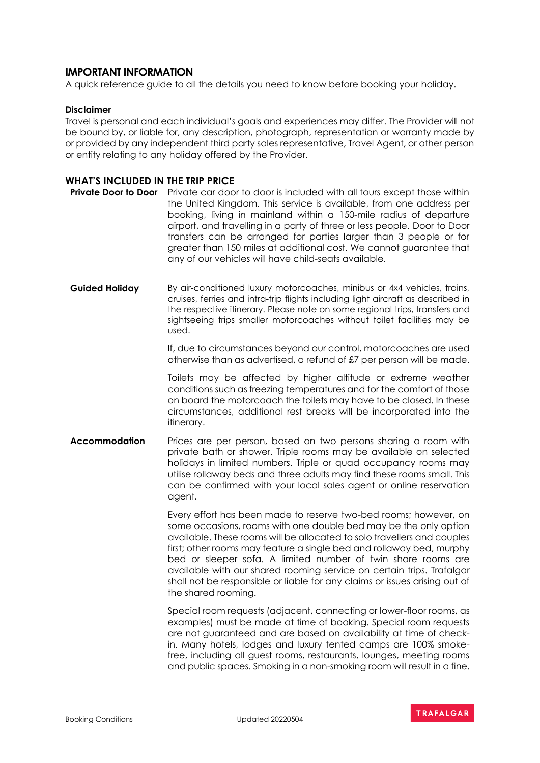## IMPORTANT INFORMATION

A quick reference guide to all the details you need to know before booking your holiday.

**Disclaimer**

Travel is personal and each individual's goals and experiences may differ. The Provider will not be bound by, or liable for, any description, photograph, representation or warranty made by or provided by any independent third party sales representative, Travel Agent, or other person or entity relating to any holiday offered by the Provider.

### WHAT'S INCLUDED IN THE TRIP PRICE

**Private Door to Door**

Private car door to door is included with all tours except those within the United Kingdom. This service is available, from one address per booking, living in mainland within a 150-mile radius of departure airport, and travelling in a party of three or less people. Door to Door transfers can be arranged for parties larger than 3 people or for greater than 150 miles at additional cost. We cannot guarantee that any of our vehicles will have child-seats available.

**Guided Holiday**

By air-conditioned luxury motorcoaches, minibus or 4x4 vehicles, trains, cruises, ferries and intra-trip flights including light aircraft as described in the respective itinerary. Please note on some regional trips, transfers and sightseeing trips smaller motorcoaches without toilet facilities may be used.

If, due to circumstances beyond our control, motorcoaches are used otherwise than as advertised, a refund of £7 per person will be made.

Toilets may be affected by higher altitude or extreme weather conditions such as freezing temperatures and for the comfort of those on board the motorcoach the toilets may have to be closed. In these circumstances, additional rest breaks will be incorporated into the itinerary.

**Accommodation**

Prices are per person, based on two persons sharing a room with private bath or shower. Triple rooms may be available on selected holidays in limited numbers. Triple or quad occupancy rooms may utilise rollaway beds and three adults may find these rooms small. This can be confirmed with your local sales agent or online reservation agent.

Every effort has been made to reserve two-bed rooms; however, on some occasions, rooms with one double bed may be the only option available. These rooms will be allocated to solo travellers and couples first; other rooms may feature a single bed and rollaway bed, murphy bed or sleeper sofa. A limited number of twin share rooms are available with our shared rooming service on certain trips. Trafalgar shall not be responsible or liable for any claims or issues arising out of the shared rooming.

Special room requests (adjacent, connecting or lower-floor rooms, as examples) must be made at time of booking. Special room requests are not guaranteed and are based on availability at time of check-in. Many hotels, lodges and luxury tented camps are 100% smoke-free, including all guest rooms, restaurants, lounges, meeting rooms and public spaces. Smoking in a non-smoking room will result in a fine.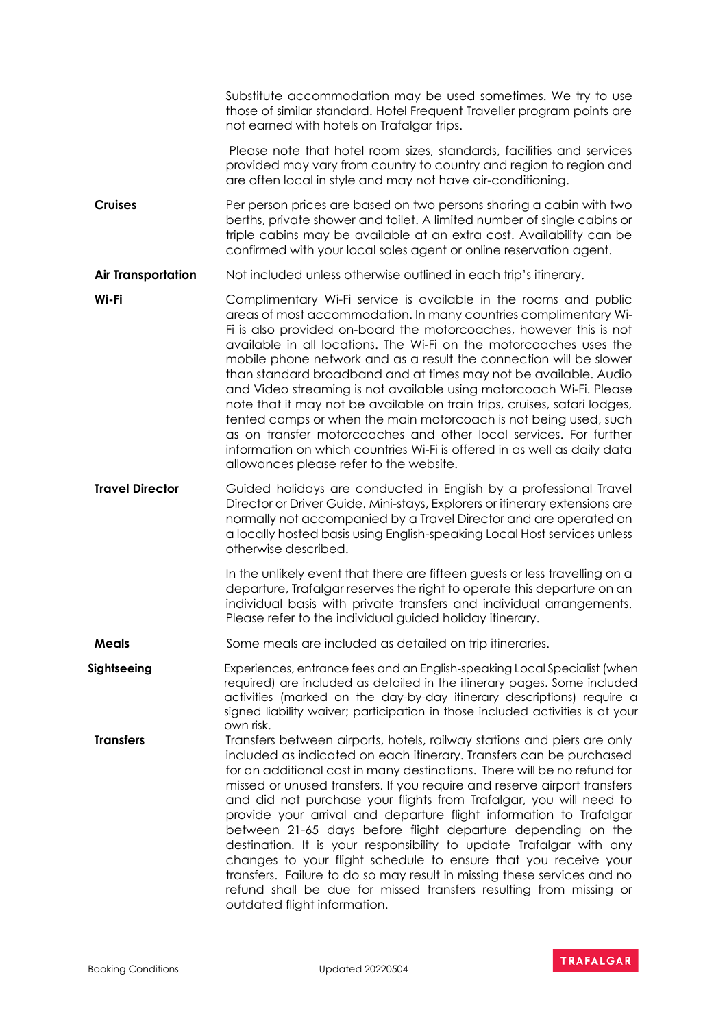Substitute accommodation may be used sometimes. We try to use those of similar standard. Hotel Frequent Traveller program points are not earned with hotels on Trafalgar trips.

Please note that hotel room sizes, standards, facilities and services provided may vary from country to country and region to region and are often local in style and may not have air-conditioning.

**Cruises**

Per person prices are based on two persons sharing a cabin with two berths, private shower and toilet. A limited number of single cabins or triple cabins may be available at an extra cost. Availability can be confirmed with your local sales agent or online reservation agent.

**Air Transportation**

Not included unless otherwise outlined in each trip's itinerary.

**Wi-Fi**

Complimentary Wi-Fi service is available in the rooms and public areas of most accommodation. In many countries complimentary Wi-Fi is also provided on-board the motorcoaches, however this is not available in all locations. The Wi-Fi on the motorcoaches uses the mobile phone network and as a result the connection will be slower than standard broadband and at times may not be available. Audio and Video streaming is not available using motorcoach Wi-Fi. Please note that it may not be available on train trips, cruises, safari lodges, tented camps or when the main motorcoach is not being used, such as on transfer motorcoaches and other local services. For further information on which countries Wi-Fi is offered in as well as daily data allowances please refer to the website.

**Travel Director**

Guided holidays are conducted in English by a professional Travel Director or Driver Guide. Mini-stays, Explorers or itinerary extensions are normally not accompanied by a Travel Director and are operated on a locally hosted basis using English-speaking Local Host services unless otherwise described.

In the unlikely event that there are fifteen guests or less travelling on a departure, Trafalgar reserves the right to operate this departure on an individual basis with private transfers and individual arrangements. Please refer to the individual guided holiday itinerary.

**Meals**

Some meals are included as detailed on trip itineraries.

**Sightseeing**

Experiences, entrance fees and an English-speaking Local Specialist (when required) are included as detailed in the itinerary pages. Some included activities (marked on the day-by-day itinerary descriptions) require a signed liability waiver; participation in those included activities is at your own risk.

**Transfers**

Transfers between airports, hotels, railway stations and piers are only included as indicated on each itinerary. Transfers can be purchased for an additional cost in many destinations. There will be no refund for missed or unused transfers. If you require and reserve airport transfers and did not purchase your flights from Trafalgar, you will need to provide your arrival and departure flight information to Trafalgar between 21-65 days before flight departure depending on the destination. It is your responsibility to update Trafalgar with any changes to your flight schedule to ensure that you receive your transfers. Failure to do so may result in missing these services and no refund shall be due for missed transfers resulting from missing or outdated flight information.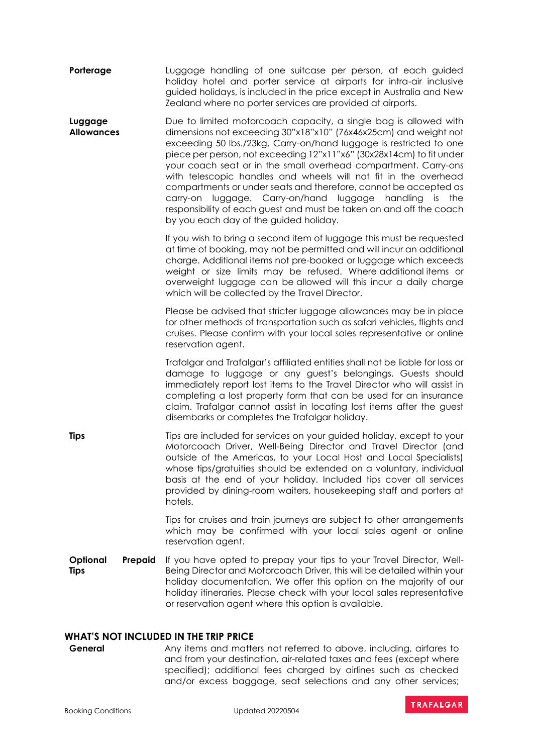**Porterage**

Luggage handling of one suitcase per person, at each guided holiday hotel and porter service at airports for intra-air inclusive guided holidays, is included in the price except in Australia and New Zealand where no porter services are provided at airports.

**Luggage Allowances**

Due to limited motorcoach capacity, a single bag is allowed with dimensions not exceeding 30"x18"x10" (76x46x25cm) and weight not exceeding 50 lbs./23kg. Carry-on/hand luggage is restricted to one piece per person, not exceeding 12"x11"x6" (30x28x14cm) to fit under your coach seat or in the small overhead compartment. Carry-ons with telescopic handles and wheels will not fit in the overhead compartments or under seats and therefore, cannot be accepted as carry-on luggage. Carry-on/hand luggage handling is the responsibility of each guest and must be taken on and off the coach by you each day of the guided holiday.

If you wish to bring a second item of luggage this must be requested at time of booking, may not be permitted and will incur an additional charge. Additional items not pre-booked or luggage which exceeds weight or size limits may be refused. Where additional items or overweight luggage can be allowed will this incur a daily charge which will be collected by the Travel Director.

Please be advised that stricter luggage allowances may be in place for other methods of transportation such as safari vehicles, flights and cruises. Please confirm with your local sales representative or online reservation agent.

Trafalgar and Trafalgar's affiliated entities shall not be liable for loss or damage to luggage or any guest's belongings. Guests should immediately report lost items to the Travel Director who will assist in completing a lost property form that can be used for an insurance claim. Trafalgar cannot assist in locating lost items after the guest disembarks or completes the Trafalgar holiday.

**Tips**

Tips are included for services on your guided holiday, except to your Motorcoach Driver, Well-Being Director and Travel Director (and outside of the Americas, to your Local Host and Local Specialists) whose tips/gratuities should be extended on a voluntary, individual basis at the end of your holiday. Included tips cover all services provided by dining-room waiters, housekeeping staff and porters at hotels.

Tips for cruises and train journeys are subject to other arrangements which may be confirmed with your local sales agent or online reservation agent.

**Optional Prepaid Tips**

If you have opted to prepay your tips to your Travel Director, Well-Being Director and Motorcoach Driver, this will be detailed within your holiday documentation. We offer this option on the majority of our holiday itineraries. Please check with your local sales representative or reservation agent where this option is available.

## WHAT'S NOT INCLUDED IN THE TRIP PRICE

**General**

Any items and matters not referred to above, including, airfares to and from your destination, air-related taxes and fees (except where specified); additional fees charged by airlines such as checked and/or excess baggage, seat selections and any other services;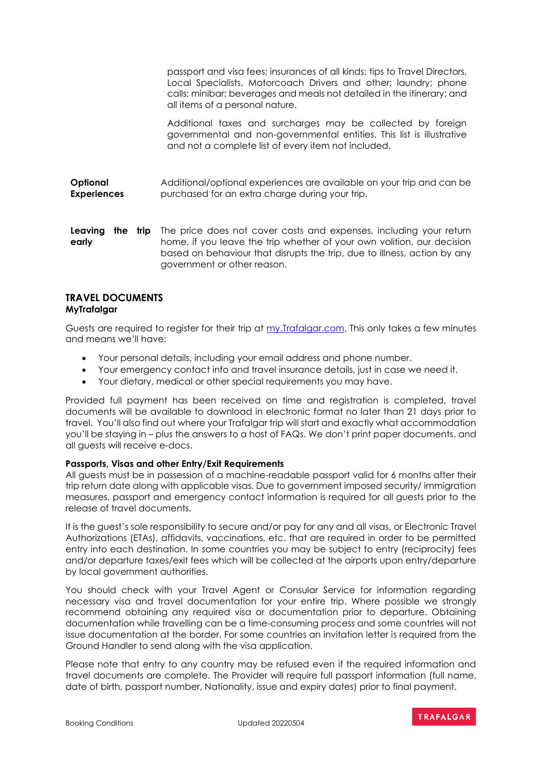passport and visa fees; insurances of all kinds; tips to Travel Directors, Local Specialists, Motorcoach Drivers and other; laundry; phone calls; minibar; beverages and meals not detailed in the itinerary; and all items of a personal nature.

Additional taxes and surcharges may be collected by foreign governmental and non-governmental entities. This list is illustrative and not a complete list of every item not included.

| | |
|---|---|
| **Optional Experiences** | Additional/optional experiences are available on your trip and can be purchased for an extra charge during your trip. |
| **Leaving the trip early** | The price does not cover costs and expenses, including your return home, if you leave the trip whether of your own volition, our decision based on behaviour that disrupts the trip, due to illness, action by any government or other reason. |

## TRAVEL DOCUMENTS

### MyTrafalgar

Guests are required to register for their trip at [my.Trafalgar.com](my.Trafalgar.com). This only takes a few minutes and means we'll have:

- Your personal details, including your email address and phone number.
- Your emergency contact info and travel insurance details, just in case we need it.
- Your dietary, medical or other special requirements you may have.

Provided full payment has been received on time and registration is completed, travel documents will be available to download in electronic format no later than 21 days prior to travel. You'll also find out where your Trafalgar trip will start and exactly what accommodation you'll be staying in – plus the answers to a host of FAQs. We don't print paper documents, and all guests will receive e-docs.

### Passports, Visas and other Entry/Exit Requirements

All guests must be in possession of a machine-readable passport valid for 6 months after their trip return date along with applicable visas. Due to government imposed security/ immigration measures, passport and emergency contact information is required for all guests prior to the release of travel documents.

It is the guest's sole responsibility to secure and/or pay for any and all visas, or Electronic Travel Authorizations (ETAs), affidavits, vaccinations, etc. that are required in order to be permitted entry into each destination. In some countries you may be subject to entry (reciprocity) fees and/or departure taxes/exit fees which will be collected at the airports upon entry/departure by local government authorities.

You should check with your Travel Agent or Consular Service for information regarding necessary visa and travel documentation for your entire trip. Where possible we strongly recommend obtaining any required visa or documentation prior to departure. Obtaining documentation while travelling can be a time-consuming process and some countries will not issue documentation at the border. For some countries an invitation letter is required from the Ground Handler to send along with the visa application.

Please note that entry to any country may be refused even if the required information and travel documents are complete. The Provider will require full passport information (full name, date of birth, passport number, Nationality, issue and expiry dates) prior to final payment.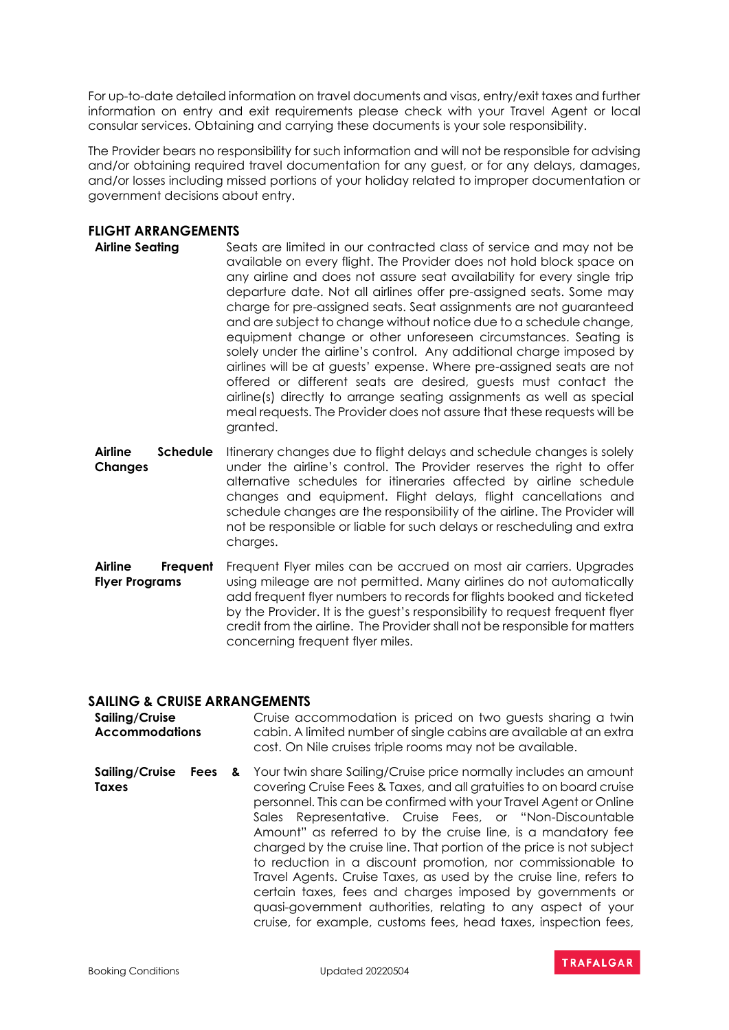For up-to-date detailed information on travel documents and visas, entry/exit taxes and further information on entry and exit requirements please check with your Travel Agent or local consular services. Obtaining and carrying these documents is your sole responsibility.

The Provider bears no responsibility for such information and will not be responsible for advising and/or obtaining required travel documentation for any guest, or for any delays, damages, and/or losses including missed portions of your holiday related to improper documentation or government decisions about entry.

## FLIGHT ARRANGEMENTS

**Airline Seating**

Seats are limited in our contracted class of service and may not be available on every flight. The Provider does not hold block space on any airline and does not assure seat availability for every single trip departure date. Not all airlines offer pre-assigned seats. Some may charge for pre-assigned seats. Seat assignments are not guaranteed and are subject to change without notice due to a schedule change, equipment change or other unforeseen circumstances. Seating is solely under the airline's control. Any additional charge imposed by airlines will be at guests' expense. Where pre-assigned seats are not offered or different seats are desired, guests must contact the airline(s) directly to arrange seating assignments as well as special meal requests. The Provider does not assure that these requests will be granted.

**Airline Schedule Changes**

Itinerary changes due to flight delays and schedule changes is solely under the airline's control. The Provider reserves the right to offer alternative schedules for itineraries affected by airline schedule changes and equipment. Flight delays, flight cancellations and schedule changes are the responsibility of the airline. The Provider will not be responsible or liable for such delays or rescheduling and extra charges.

**Airline Frequent Flyer Programs**

Frequent Flyer miles can be accrued on most air carriers. Upgrades using mileage are not permitted. Many airlines do not automatically add frequent flyer numbers to records for flights booked and ticketed by the Provider. It is the guest's responsibility to request frequent flyer credit from the airline. The Provider shall not be responsible for matters concerning frequent flyer miles.

## SAILING & CRUISE ARRANGEMENTS

**Sailing/Cruise Accommodations**

Cruise accommodation is priced on two guests sharing a twin cabin. A limited number of single cabins are available at an extra cost. On Nile cruises triple rooms may not be available.

**Sailing/Cruise Fees & Taxes**

Your twin share Sailing/Cruise price normally includes an amount covering Cruise Fees & Taxes, and all gratuities to on board cruise personnel. This can be confirmed with your Travel Agent or Online Sales Representative. Cruise Fees, or "Non-Discountable Amount" as referred to by the cruise line, is a mandatory fee charged by the cruise line. That portion of the price is not subject to reduction in a discount promotion, nor commissionable to Travel Agents. Cruise Taxes, as used by the cruise line, refers to certain taxes, fees and charges imposed by governments or quasi-government authorities, relating to any aspect of your cruise, for example, customs fees, head taxes, inspection fees,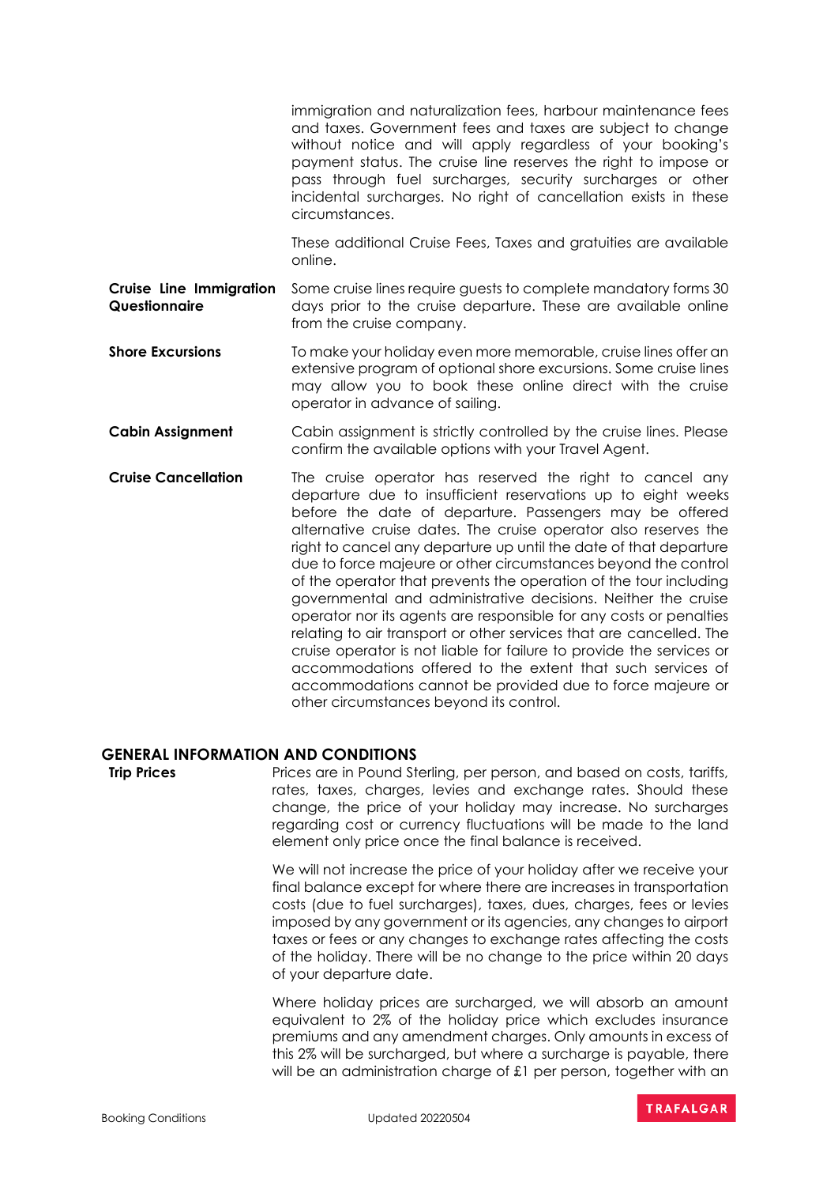immigration and naturalization fees, harbour maintenance fees and taxes. Government fees and taxes are subject to change without notice and will apply regardless of your booking's payment status. The cruise line reserves the right to impose or pass through fuel surcharges, security surcharges or other incidental surcharges. No right of cancellation exists in these circumstances.

These additional Cruise Fees, Taxes and gratuities are available online.

**Cruise Line Immigration Questionnaire**

Some cruise lines require guests to complete mandatory forms 30 days prior to the cruise departure. These are available online from the cruise company.

**Shore Excursions**

To make your holiday even more memorable, cruise lines offer an extensive program of optional shore excursions. Some cruise lines may allow you to book these online direct with the cruise operator in advance of sailing.

**Cabin Assignment**

Cabin assignment is strictly controlled by the cruise lines. Please confirm the available options with your Travel Agent.

**Cruise Cancellation**

The cruise operator has reserved the right to cancel any departure due to insufficient reservations up to eight weeks before the date of departure. Passengers may be offered alternative cruise dates. The cruise operator also reserves the right to cancel any departure up until the date of that departure due to force majeure or other circumstances beyond the control of the operator that prevents the operation of the tour including governmental and administrative decisions. Neither the cruise operator nor its agents are responsible for any costs or penalties relating to air transport or other services that are cancelled. The cruise operator is not liable for failure to provide the services or accommodations offered to the extent that such services of accommodations cannot be provided due to force majeure or other circumstances beyond its control.

## GENERAL INFORMATION AND CONDITIONS

**Trip Prices**

Prices are in Pound Sterling, per person, and based on costs, tariffs, rates, taxes, charges, levies and exchange rates. Should these change, the price of your holiday may increase. No surcharges regarding cost or currency fluctuations will be made to the land element only price once the final balance is received.

We will not increase the price of your holiday after we receive your final balance except for where there are increases in transportation costs (due to fuel surcharges), taxes, dues, charges, fees or levies imposed by any government or its agencies, any changes to airport taxes or fees or any changes to exchange rates affecting the costs of the holiday. There will be no change to the price within 20 days of your departure date.

Where holiday prices are surcharged, we will absorb an amount equivalent to 2% of the holiday price which excludes insurance premiums and any amendment charges. Only amounts in excess of this 2% will be surcharged, but where a surcharge is payable, there will be an administration charge of £1 per person, together with an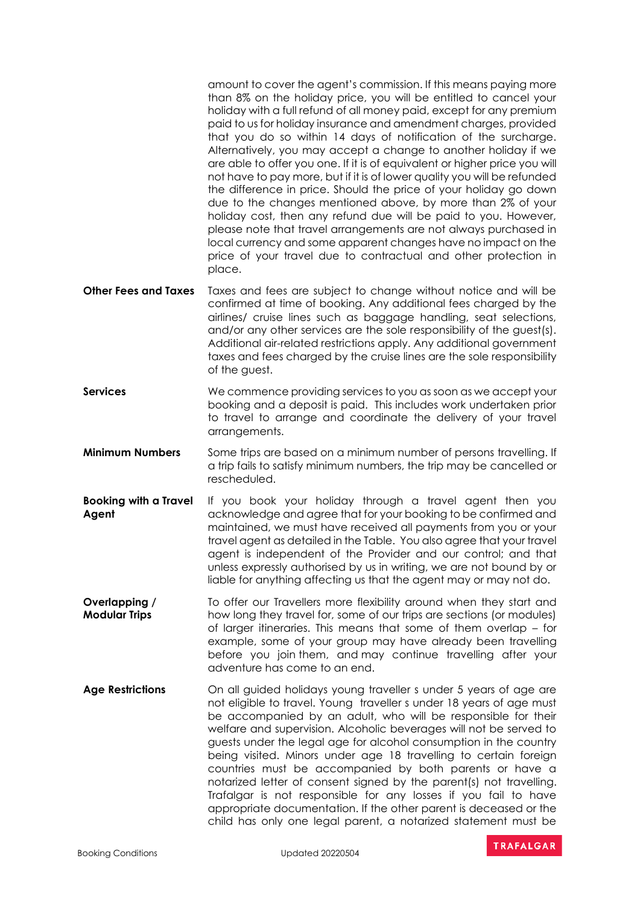amount to cover the agent's commission. If this means paying more than 8% on the holiday price, you will be entitled to cancel your holiday with a full refund of all money paid, except for any premium paid to us for holiday insurance and amendment charges, provided that you do so within 14 days of notification of the surcharge. Alternatively, you may accept a change to another holiday if we are able to offer you one. If it is of equivalent or higher price you will not have to pay more, but if it is of lower quality you will be refunded the difference in price. Should the price of your holiday go down due to the changes mentioned above, by more than 2% of your holiday cost, then any refund due will be paid to you. However, please note that travel arrangements are not always purchased in local currency and some apparent changes have no impact on the price of your travel due to contractual and other protection in place.

**Other Fees and Taxes**

Taxes and fees are subject to change without notice and will be confirmed at time of booking. Any additional fees charged by the airlines/ cruise lines such as baggage handling, seat selections, and/or any other services are the sole responsibility of the guest(s). Additional air-related restrictions apply. Any additional government taxes and fees charged by the cruise lines are the sole responsibility of the guest.

**Services**

We commence providing services to you as soon as we accept your booking and a deposit is paid. This includes work undertaken prior to travel to arrange and coordinate the delivery of your travel arrangements.

**Minimum Numbers**

Some trips are based on a minimum number of persons travelling. If a trip fails to satisfy minimum numbers, the trip may be cancelled or rescheduled.

**Booking with a Travel Agent**

If you book your holiday through a travel agent then you acknowledge and agree that for your booking to be confirmed and maintained, we must have received all payments from you or your travel agent as detailed in the Table. You also agree that your travel agent is independent of the Provider and our control; and that unless expressly authorised by us in writing, we are not bound by or liable for anything affecting us that the agent may or may not do.

**Overlapping / Modular Trips**

To offer our Travellers more flexibility around when they start and how long they travel for, some of our trips are sections (or modules) of larger itineraries. This means that some of them overlap – for example, some of your group may have already been travelling before you join them, and may continue travelling after your adventure has come to an end.

**Age Restrictions**

On all guided holidays young traveller s under 5 years of age are not eligible to travel. Young traveller s under 18 years of age must be accompanied by an adult, who will be responsible for their welfare and supervision. Alcoholic beverages will not be served to guests under the legal age for alcohol consumption in the country being visited. Minors under age 18 travelling to certain foreign countries must be accompanied by both parents or have a notarized letter of consent signed by the parent(s) not travelling. Trafalgar is not responsible for any losses if you fail to have appropriate documentation. If the other parent is deceased or the child has only one legal parent, a notarized statement must be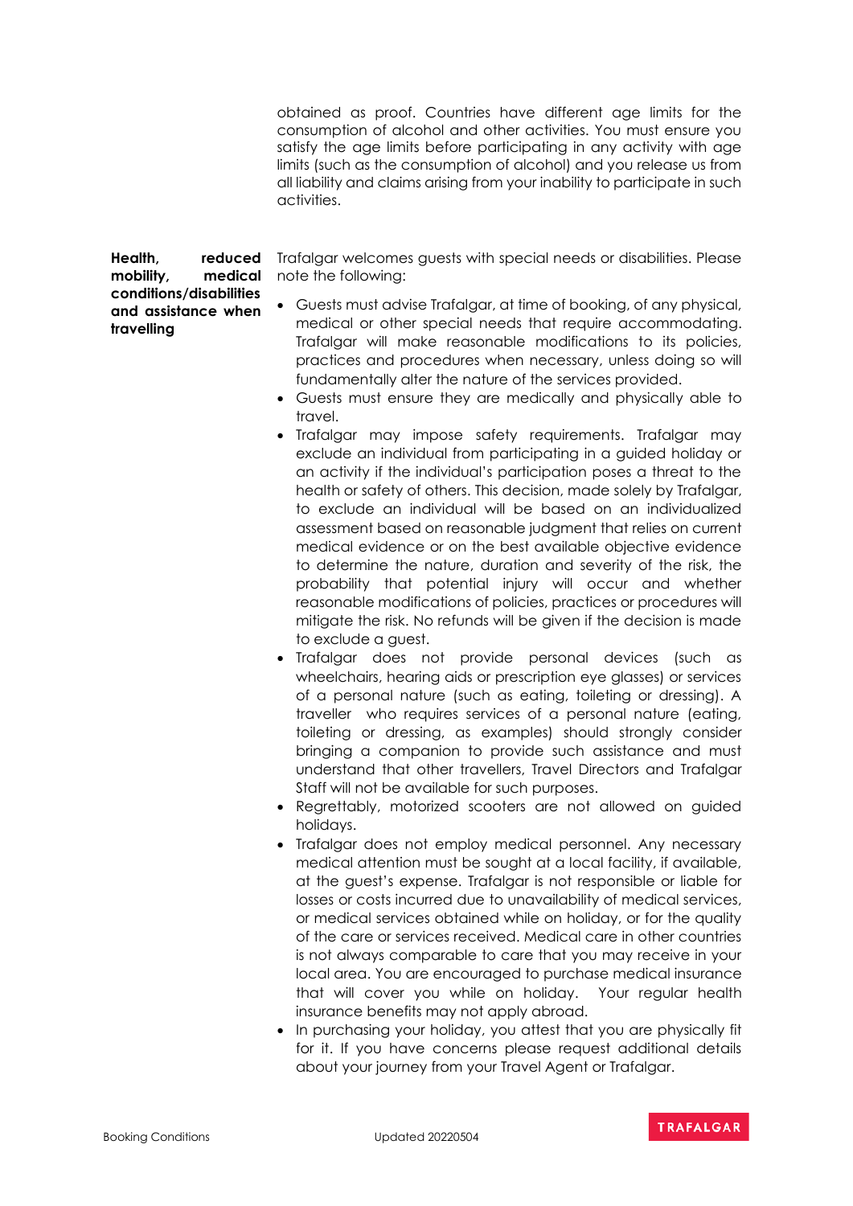obtained as proof. Countries have different age limits for the consumption of alcohol and other activities. You must ensure you satisfy the age limits before participating in any activity with age limits (such as the consumption of alcohol) and you release us from all liability and claims arising from your inability to participate in such activities.

**Health, reduced mobility, medical conditions/disabilities and assistance when travelling**

Trafalgar welcomes guests with special needs or disabilities. Please note the following:

- Guests must advise Trafalgar, at time of booking, of any physical, medical or other special needs that require accommodating. Trafalgar will make reasonable modifications to its policies, practices and procedures when necessary, unless doing so will fundamentally alter the nature of the services provided.
- Guests must ensure they are medically and physically able to travel.
- Trafalgar may impose safety requirements. Trafalgar may exclude an individual from participating in a guided holiday or an activity if the individual's participation poses a threat to the health or safety of others. This decision, made solely by Trafalgar, to exclude an individual will be based on an individualized assessment based on reasonable judgment that relies on current medical evidence or on the best available objective evidence to determine the nature, duration and severity of the risk, the probability that potential injury will occur and whether reasonable modifications of policies, practices or procedures will mitigate the risk. No refunds will be given if the decision is made to exclude a guest.
- Trafalgar does not provide personal devices (such as wheelchairs, hearing aids or prescription eye glasses) or services of a personal nature (such as eating, toileting or dressing). A traveller who requires services of a personal nature (eating, toileting or dressing, as examples) should strongly consider bringing a companion to provide such assistance and must understand that other travellers, Travel Directors and Trafalgar Staff will not be available for such purposes.
- Regrettably, motorized scooters are not allowed on guided holidays.
- Trafalgar does not employ medical personnel. Any necessary medical attention must be sought at a local facility, if available, at the guest's expense. Trafalgar is not responsible or liable for losses or costs incurred due to unavailability of medical services, or medical services obtained while on holiday, or for the quality of the care or services received. Medical care in other countries is not always comparable to care that you may receive in your local area. You are encouraged to purchase medical insurance that will cover you while on holiday. Your regular health insurance benefits may not apply abroad.
- In purchasing your holiday, you attest that you are physically fit for it. If you have concerns please request additional details about your journey from your Travel Agent or Trafalgar.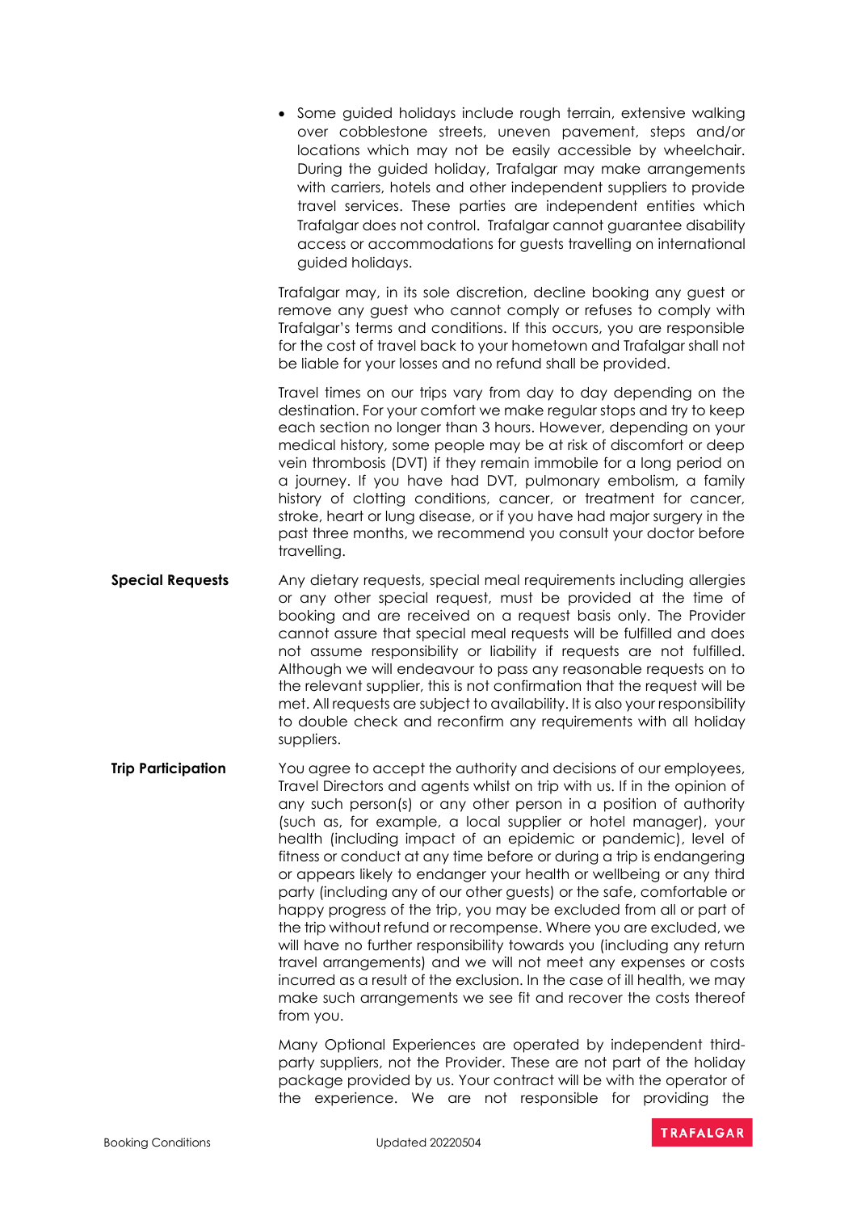- Some guided holidays include rough terrain, extensive walking over cobblestone streets, uneven pavement, steps and/or locations which may not be easily accessible by wheelchair. During the guided holiday, Trafalgar may make arrangements with carriers, hotels and other independent suppliers to provide travel services. These parties are independent entities which Trafalgar does not control. Trafalgar cannot guarantee disability access or accommodations for guests travelling on international guided holidays.

Trafalgar may, in its sole discretion, decline booking any guest or remove any guest who cannot comply or refuses to comply with Trafalgar's terms and conditions. If this occurs, you are responsible for the cost of travel back to your hometown and Trafalgar shall not be liable for your losses and no refund shall be provided.

Travel times on our trips vary from day to day depending on the destination. For your comfort we make regular stops and try to keep each section no longer than 3 hours. However, depending on your medical history, some people may be at risk of discomfort or deep vein thrombosis (DVT) if they remain immobile for a long period on a journey. If you have had DVT, pulmonary embolism, a family history of clotting conditions, cancer, or treatment for cancer, stroke, heart or lung disease, or if you have had major surgery in the past three months, we recommend you consult your doctor before travelling.

**Special Requests**

Any dietary requests, special meal requirements including allergies or any other special request, must be provided at the time of booking and are received on a request basis only. The Provider cannot assure that special meal requests will be fulfilled and does not assume responsibility or liability if requests are not fulfilled. Although we will endeavour to pass any reasonable requests on to the relevant supplier, this is not confirmation that the request will be met. All requests are subject to availability. It is also your responsibility to double check and reconfirm any requirements with all holiday suppliers.

**Trip Participation**

You agree to accept the authority and decisions of our employees, Travel Directors and agents whilst on trip with us. If in the opinion of any such person(s) or any other person in a position of authority (such as, for example, a local supplier or hotel manager), your health (including impact of an epidemic or pandemic), level of fitness or conduct at any time before or during a trip is endangering or appears likely to endanger your health or wellbeing or any third party (including any of our other guests) or the safe, comfortable or happy progress of the trip, you may be excluded from all or part of the trip without refund or recompense. Where you are excluded, we will have no further responsibility towards you (including any return travel arrangements) and we will not meet any expenses or costs incurred as a result of the exclusion. In the case of ill health, we may make such arrangements we see fit and recover the costs thereof from you.

Many Optional Experiences are operated by independent third-party suppliers, not the Provider. These are not part of the holiday package provided by us. Your contract will be with the operator of the experience. We are not responsible for providing the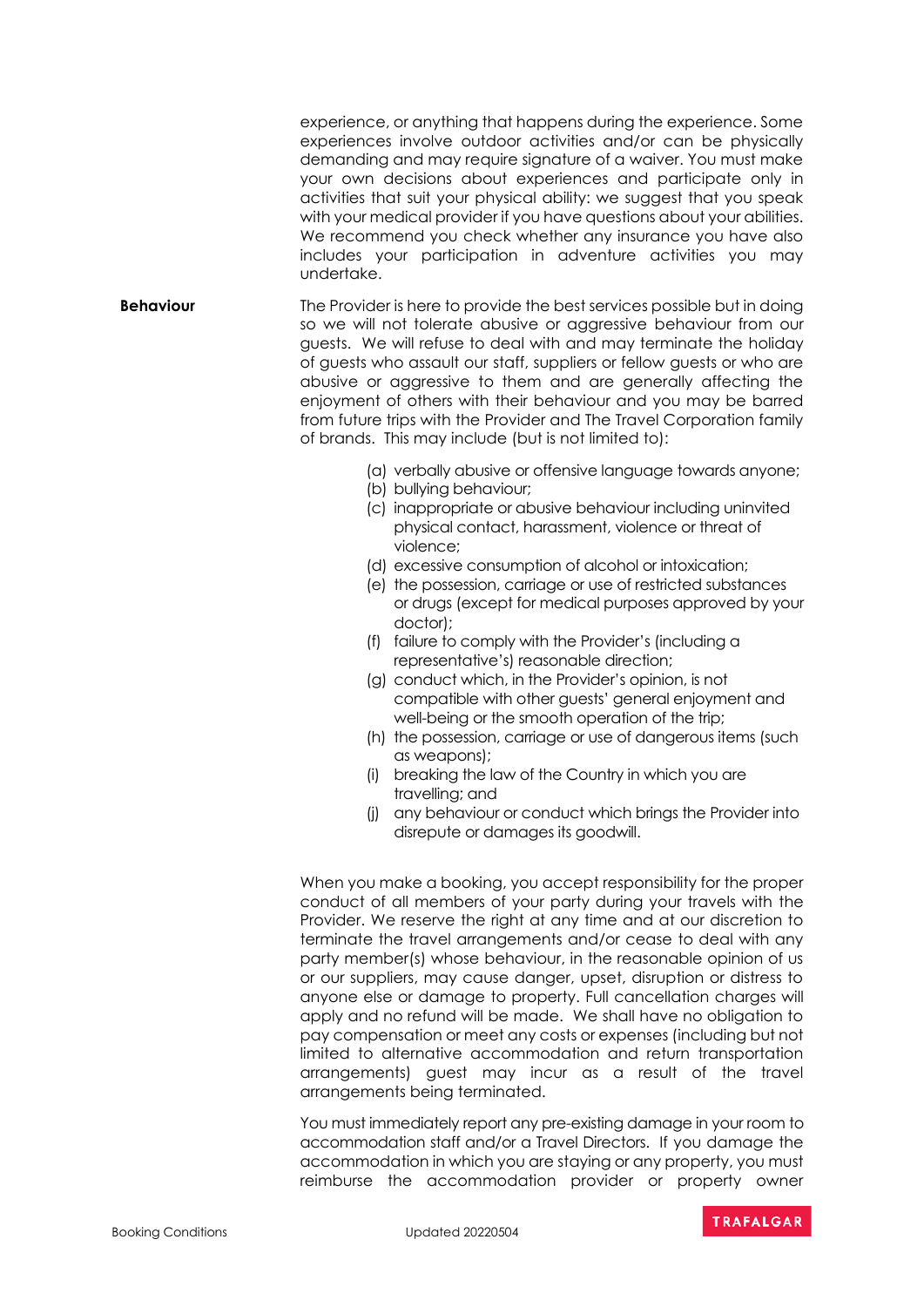experience, or anything that happens during the experience. Some experiences involve outdoor activities and/or can be physically demanding and may require signature of a waiver. You must make your own decisions about experiences and participate only in activities that suit your physical ability: we suggest that you speak with your medical provider if you have questions about your abilities. We recommend you check whether any insurance you have also includes your participation in adventure activities you may undertake.

**Behaviour**

The Provider is here to provide the best services possible but in doing so we will not tolerate abusive or aggressive behaviour from our guests. We will refuse to deal with and may terminate the holiday of guests who assault our staff, suppliers or fellow guests or who are abusive or aggressive to them and are generally affecting the enjoyment of others with their behaviour and you may be barred from future trips with the Provider and The Travel Corporation family of brands. This may include (but is not limited to):

(a) verbally abusive or offensive language towards anyone;
(b) bullying behaviour;
(c) inappropriate or abusive behaviour including uninvited physical contact, harassment, violence or threat of violence;
(d) excessive consumption of alcohol or intoxication;
(e) the possession, carriage or use of restricted substances or drugs (except for medical purposes approved by your doctor);
(f) failure to comply with the Provider's (including a representative's) reasonable direction;
(g) conduct which, in the Provider's opinion, is not compatible with other guests' general enjoyment and well-being or the smooth operation of the trip;
(h) the possession, carriage or use of dangerous items (such as weapons);
(i) breaking the law of the Country in which you are travelling; and
(j) any behaviour or conduct which brings the Provider into disrepute or damages its goodwill.

When you make a booking, you accept responsibility for the proper conduct of all members of your party during your travels with the Provider. We reserve the right at any time and at our discretion to terminate the travel arrangements and/or cease to deal with any party member(s) whose behaviour, in the reasonable opinion of us or our suppliers, may cause danger, upset, disruption or distress to anyone else or damage to property. Full cancellation charges will apply and no refund will be made. We shall have no obligation to pay compensation or meet any costs or expenses (including but not limited to alternative accommodation and return transportation arrangements) guest may incur as a result of the travel arrangements being terminated.

You must immediately report any pre-existing damage in your room to accommodation staff and/or a Travel Directors. If you damage the accommodation in which you are staying or any property, you must reimburse the accommodation provider or property owner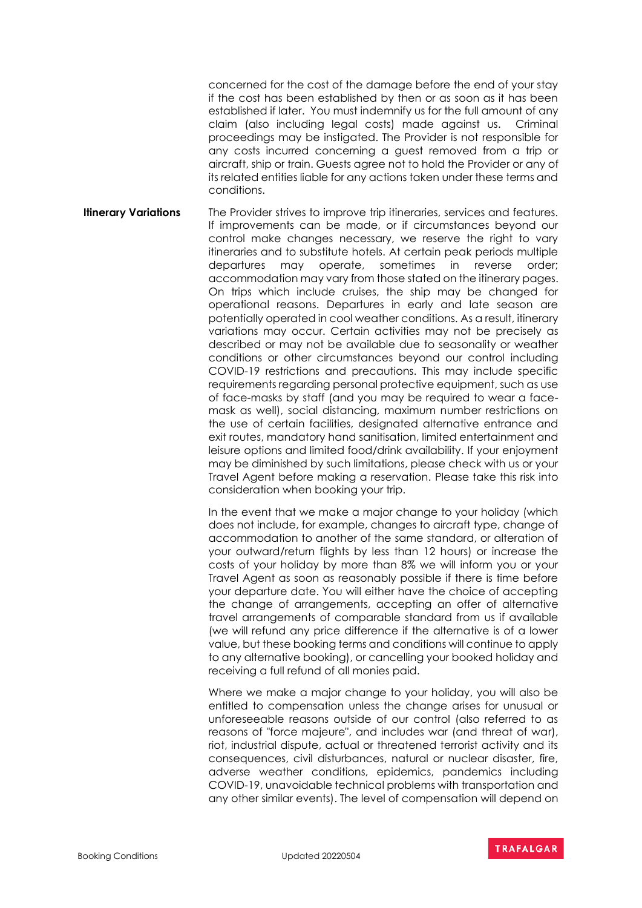concerned for the cost of the damage before the end of your stay if the cost has been established by then or as soon as it has been established if later. You must indemnify us for the full amount of any claim (also including legal costs) made against us. Criminal proceedings may be instigated. The Provider is not responsible for any costs incurred concerning a guest removed from a trip or aircraft, ship or train. Guests agree not to hold the Provider or any of its related entities liable for any actions taken under these terms and conditions.

**Itinerary Variations**

The Provider strives to improve trip itineraries, services and features. If improvements can be made, or if circumstances beyond our control make changes necessary, we reserve the right to vary itineraries and to substitute hotels. At certain peak periods multiple departures may operate, sometimes in reverse order; accommodation may vary from those stated on the itinerary pages. On trips which include cruises, the ship may be changed for operational reasons. Departures in early and late season are potentially operated in cool weather conditions. As a result, itinerary variations may occur. Certain activities may not be precisely as described or may not be available due to seasonality or weather conditions or other circumstances beyond our control including COVID-19 restrictions and precautions. This may include specific requirements regarding personal protective equipment, such as use of face-masks by staff (and you may be required to wear a face-mask as well), social distancing, maximum number restrictions on the use of certain facilities, designated alternative entrance and exit routes, mandatory hand sanitisation, limited entertainment and leisure options and limited food/drink availability. If your enjoyment may be diminished by such limitations, please check with us or your Travel Agent before making a reservation. Please take this risk into consideration when booking your trip.

In the event that we make a major change to your holiday (which does not include, for example, changes to aircraft type, change of accommodation to another of the same standard, or alteration of your outward/return flights by less than 12 hours) or increase the costs of your holiday by more than 8% we will inform you or your Travel Agent as soon as reasonably possible if there is time before your departure date. You will either have the choice of accepting the change of arrangements, accepting an offer of alternative travel arrangements of comparable standard from us if available (we will refund any price difference if the alternative is of a lower value, but these booking terms and conditions will continue to apply to any alternative booking), or cancelling your booked holiday and receiving a full refund of all monies paid.

Where we make a major change to your holiday, you will also be entitled to compensation unless the change arises for unusual or unforeseeable reasons outside of our control (also referred to as reasons of "force majeure", and includes war (and threat of war), riot, industrial dispute, actual or threatened terrorist activity and its consequences, civil disturbances, natural or nuclear disaster, fire, adverse weather conditions, epidemics, pandemics including COVID-19, unavoidable technical problems with transportation and any other similar events). The level of compensation will depend on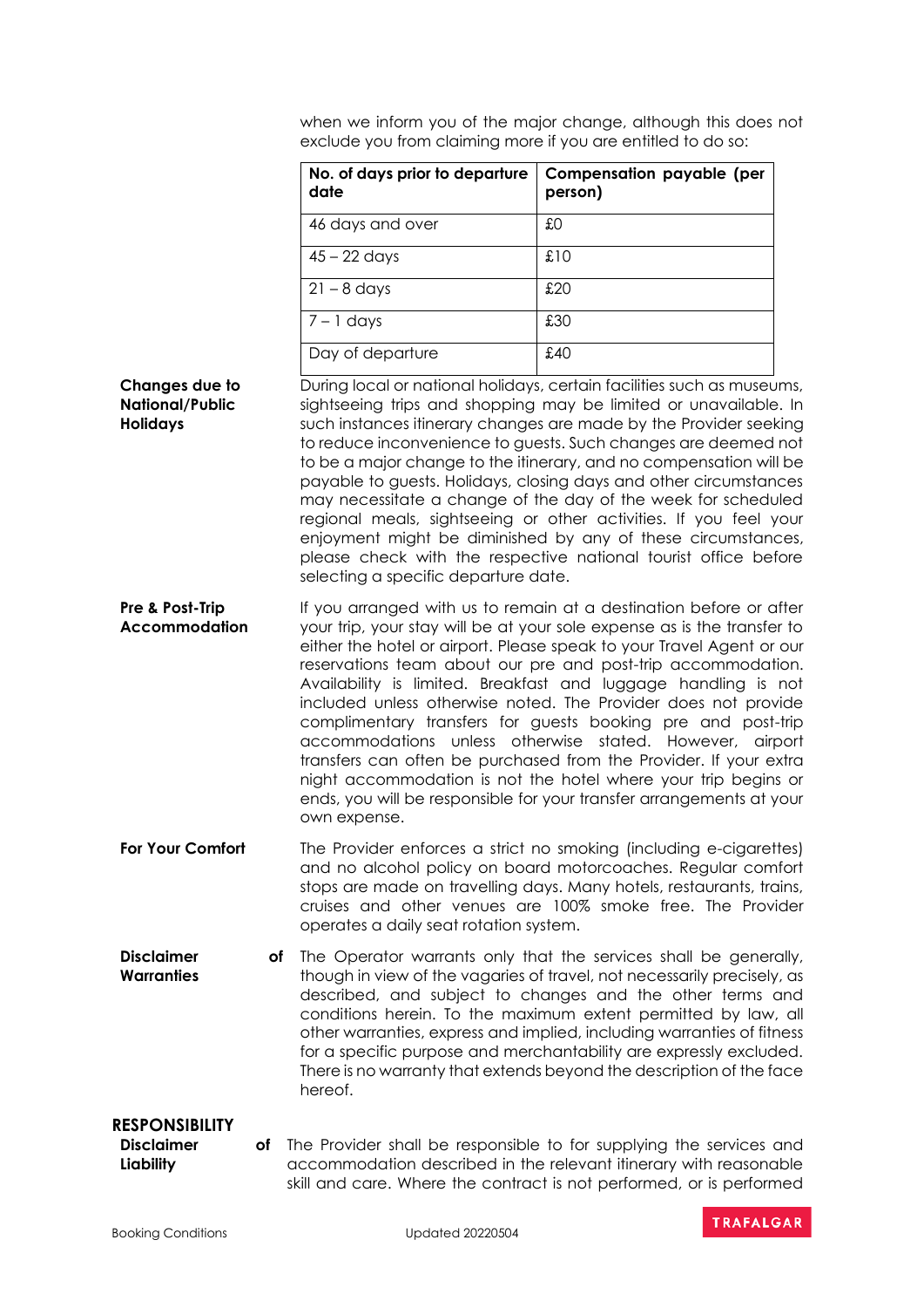when we inform you of the major change, although this does not exclude you from claiming more if you are entitled to do so:

| No. of days prior to departure date | Compensation payable (per person) |
|---|---|
| 46 days and over | £0 |
| 45 – 22 days | £10 |
| 21 – 8 days | £20 |
| 7 – 1 days | £30 |
| Day of departure | £40 |

**Changes due to National/Public Holidays**

During local or national holidays, certain facilities such as museums, sightseeing trips and shopping may be limited or unavailable. In such instances itinerary changes are made by the Provider seeking to reduce inconvenience to guests. Such changes are deemed not to be a major change to the itinerary, and no compensation will be payable to guests. Holidays, closing days and other circumstances may necessitate a change of the day of the week for scheduled regional meals, sightseeing or other activities. If you feel your enjoyment might be diminished by any of these circumstances, please check with the respective national tourist office before selecting a specific departure date.

**Pre & Post-Trip Accommodation**

If you arranged with us to remain at a destination before or after your trip, your stay will be at your sole expense as is the transfer to either the hotel or airport. Please speak to your Travel Agent or our reservations team about our pre and post-trip accommodation. Availability is limited. Breakfast and luggage handling is not included unless otherwise noted. The Provider does not provide complimentary transfers for guests booking pre and post-trip accommodations unless otherwise stated. However, airport transfers can often be purchased from the Provider. If your extra night accommodation is not the hotel where your trip begins or ends, you will be responsible for your transfer arrangements at your own expense.

**For Your Comfort**

The Provider enforces a strict no smoking (including e-cigarettes) and no alcohol policy on board motorcoaches. Regular comfort stops are made on travelling days. Many hotels, restaurants, trains, cruises and other venues are 100% smoke free. The Provider operates a daily seat rotation system.

**Disclaimer of Warranties**

The Operator warrants only that the services shall be generally, though in view of the vagaries of travel, not necessarily precisely, as described, and subject to changes and the other terms and conditions herein. To the maximum extent permitted by law, all other warranties, express and implied, including warranties of fitness for a specific purpose and merchantability are expressly excluded. There is no warranty that extends beyond the description of the face hereof.

## RESPONSIBILITY

**Disclaimer of Liability**

The Provider shall be responsible to for supplying the services and accommodation described in the relevant itinerary with reasonable skill and care. Where the contract is not performed, or is performed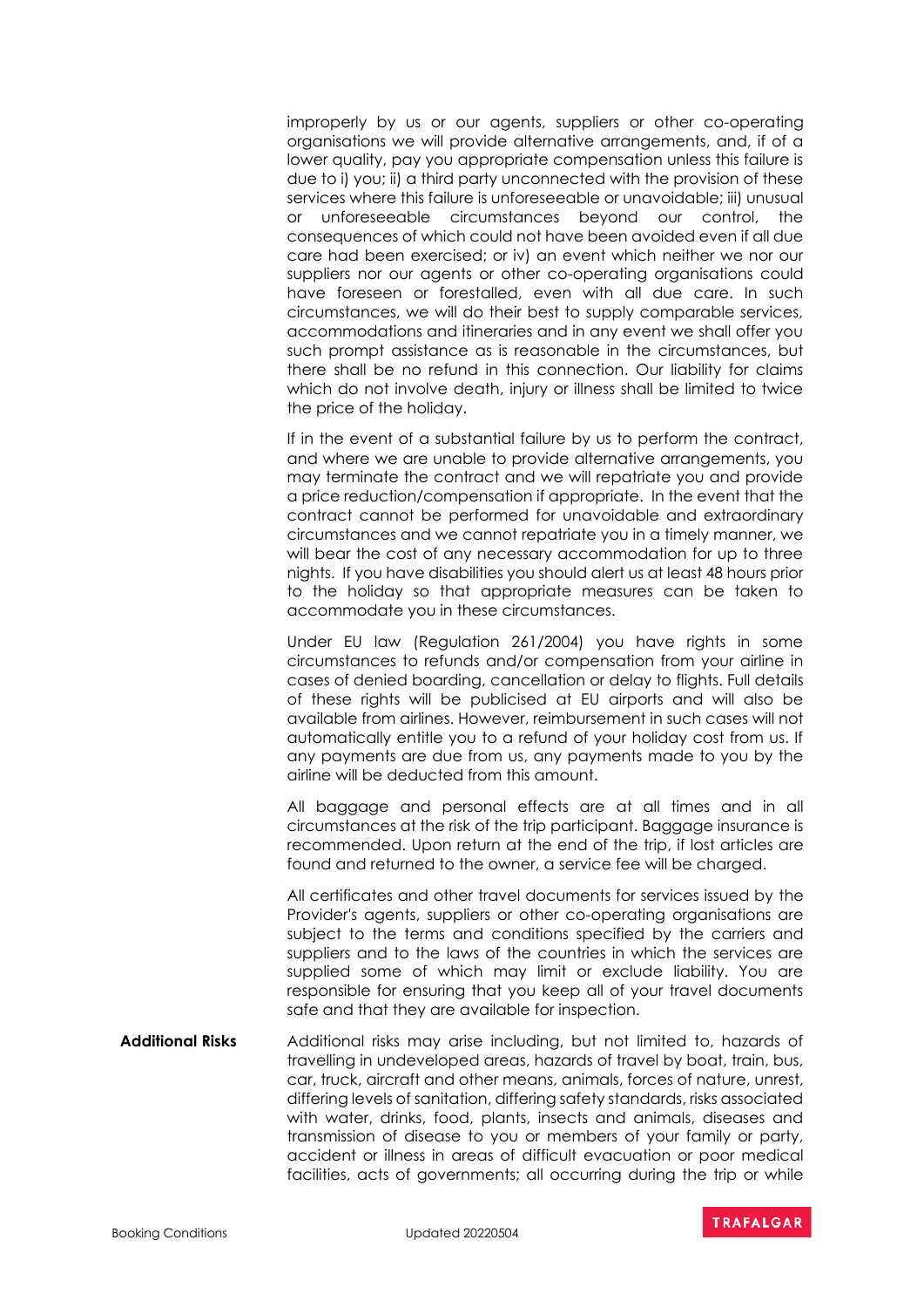improperly by us or our agents, suppliers or other co-operating organisations we will provide alternative arrangements, and, if of a lower quality, pay you appropriate compensation unless this failure is due to i) you; ii) a third party unconnected with the provision of these services where this failure is unforeseeable or unavoidable; iii) unusual or unforeseeable circumstances beyond our control, the consequences of which could not have been avoided even if all due care had been exercised; or iv) an event which neither we nor our suppliers nor our agents or other co-operating organisations could have foreseen or forestalled, even with all due care. In such circumstances, we will do their best to supply comparable services, accommodations and itineraries and in any event we shall offer you such prompt assistance as is reasonable in the circumstances, but there shall be no refund in this connection. Our liability for claims which do not involve death, injury or illness shall be limited to twice the price of the holiday.

If in the event of a substantial failure by us to perform the contract, and where we are unable to provide alternative arrangements, you may terminate the contract and we will repatriate you and provide a price reduction/compensation if appropriate. In the event that the contract cannot be performed for unavoidable and extraordinary circumstances and we cannot repatriate you in a timely manner, we will bear the cost of any necessary accommodation for up to three nights. If you have disabilities you should alert us at least 48 hours prior to the holiday so that appropriate measures can be taken to accommodate you in these circumstances.

Under EU law (Regulation 261/2004) you have rights in some circumstances to refunds and/or compensation from your airline in cases of denied boarding, cancellation or delay to flights. Full details of these rights will be publicised at EU airports and will also be available from airlines. However, reimbursement in such cases will not automatically entitle you to a refund of your holiday cost from us. If any payments are due from us, any payments made to you by the airline will be deducted from this amount.

All baggage and personal effects are at all times and in all circumstances at the risk of the trip participant. Baggage insurance is recommended. Upon return at the end of the trip, if lost articles are found and returned to the owner, a service fee will be charged.

All certificates and other travel documents for services issued by the Provider's agents, suppliers or other co-operating organisations are subject to the terms and conditions specified by the carriers and suppliers and to the laws of the countries in which the services are supplied some of which may limit or exclude liability. You are responsible for ensuring that you keep all of your travel documents safe and that they are available for inspection.

**Additional Risks**

Additional risks may arise including, but not limited to, hazards of travelling in undeveloped areas, hazards of travel by boat, train, bus, car, truck, aircraft and other means, animals, forces of nature, unrest, differing levels of sanitation, differing safety standards, risks associated with water, drinks, food, plants, insects and animals, diseases and transmission of disease to you or members of your family or party, accident or illness in areas of difficult evacuation or poor medical facilities, acts of governments; all occurring during the trip or while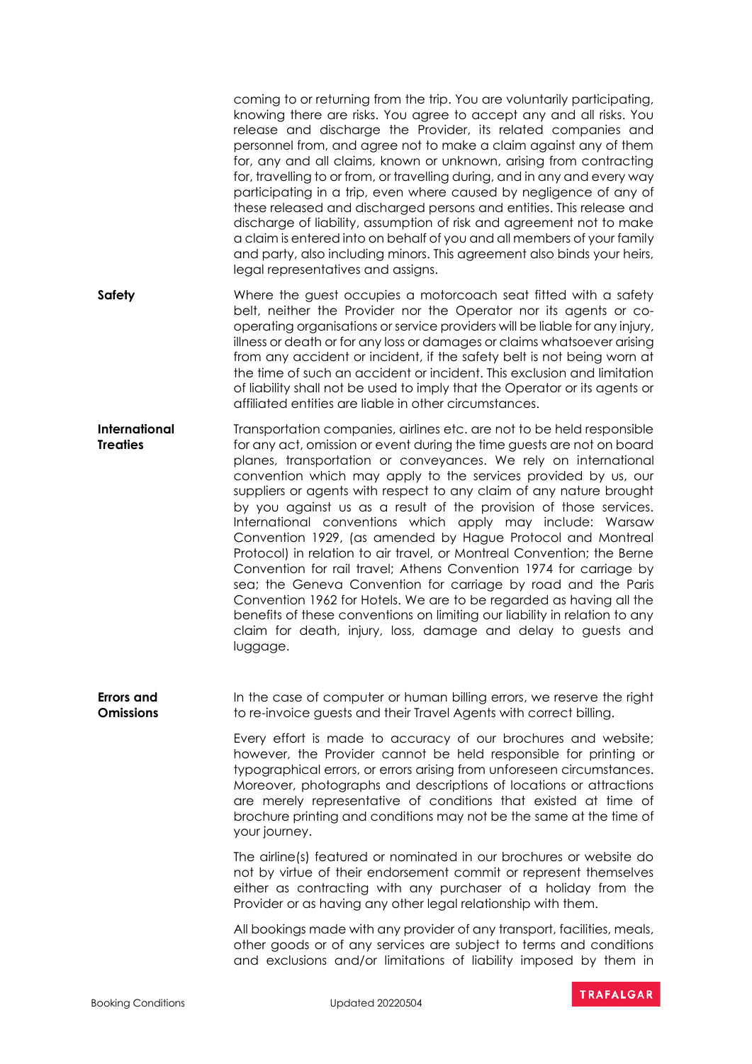coming to or returning from the trip. You are voluntarily participating, knowing there are risks. You agree to accept any and all risks. You release and discharge the Provider, its related companies and personnel from, and agree not to make a claim against any of them for, any and all claims, known or unknown, arising from contracting for, travelling to or from, or travelling during, and in any and every way participating in a trip, even where caused by negligence of any of these released and discharged persons and entities. This release and discharge of liability, assumption of risk and agreement not to make a claim is entered into on behalf of you and all members of your family and party, also including minors. This agreement also binds your heirs, legal representatives and assigns.

**Safety**

Where the guest occupies a motorcoach seat fitted with a safety belt, neither the Provider nor the Operator nor its agents or co-operating organisations or service providers will be liable for any injury, illness or death or for any loss or damages or claims whatsoever arising from any accident or incident, if the safety belt is not being worn at the time of such an accident or incident. This exclusion and limitation of liability shall not be used to imply that the Operator or its agents or affiliated entities are liable in other circumstances.

**International Treaties**

Transportation companies, airlines etc. are not to be held responsible for any act, omission or event during the time guests are not on board planes, transportation or conveyances. We rely on international convention which may apply to the services provided by us, our suppliers or agents with respect to any claim of any nature brought by you against us as a result of the provision of those services. International conventions which apply may include: Warsaw Convention 1929, (as amended by Hague Protocol and Montreal Protocol) in relation to air travel, or Montreal Convention; the Berne Convention for rail travel; Athens Convention 1974 for carriage by sea; the Geneva Convention for carriage by road and the Paris Convention 1962 for Hotels. We are to be regarded as having all the benefits of these conventions on limiting our liability in relation to any claim for death, injury, loss, damage and delay to guests and luggage.

**Errors and Omissions**

In the case of computer or human billing errors, we reserve the right to re-invoice guests and their Travel Agents with correct billing.

Every effort is made to accuracy of our brochures and website; however, the Provider cannot be held responsible for printing or typographical errors, or errors arising from unforeseen circumstances. Moreover, photographs and descriptions of locations or attractions are merely representative of conditions that existed at time of brochure printing and conditions may not be the same at the time of your journey.

The airline(s) featured or nominated in our brochures or website do not by virtue of their endorsement commit or represent themselves either as contracting with any purchaser of a holiday from the Provider or as having any other legal relationship with them.

All bookings made with any provider of any transport, facilities, meals, other goods or of any services are subject to terms and conditions and exclusions and/or limitations of liability imposed by them in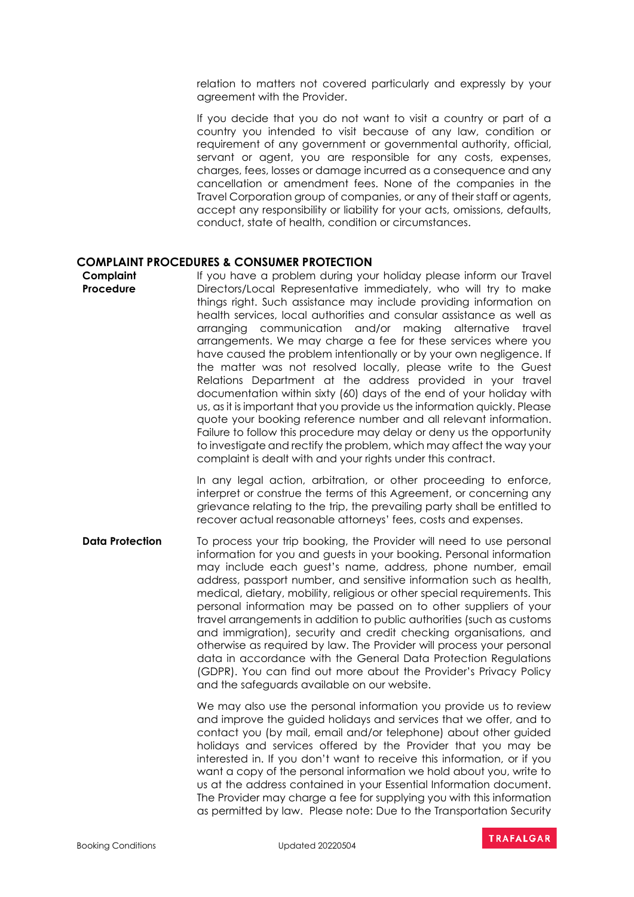relation to matters not covered particularly and expressly by your agreement with the Provider.

If you decide that you do not want to visit a country or part of a country you intended to visit because of any law, condition or requirement of any government or governmental authority, official, servant or agent, you are responsible for any costs, expenses, charges, fees, losses or damage incurred as a consequence and any cancellation or amendment fees. None of the companies in the Travel Corporation group of companies, or any of their staff or agents, accept any responsibility or liability for your acts, omissions, defaults, conduct, state of health, condition or circumstances.

## COMPLAINT PROCEDURES & CONSUMER PROTECTION

**Complaint Procedure**

If you have a problem during your holiday please inform our Travel Directors/Local Representative immediately, who will try to make things right. Such assistance may include providing information on health services, local authorities and consular assistance as well as arranging communication and/or making alternative travel arrangements. We may charge a fee for these services where you have caused the problem intentionally or by your own negligence. If the matter was not resolved locally, please write to the Guest Relations Department at the address provided in your travel documentation within sixty (60) days of the end of your holiday with us, as it is important that you provide us the information quickly. Please quote your booking reference number and all relevant information. Failure to follow this procedure may delay or deny us the opportunity to investigate and rectify the problem, which may affect the way your complaint is dealt with and your rights under this contract.

In any legal action, arbitration, or other proceeding to enforce, interpret or construe the terms of this Agreement, or concerning any grievance relating to the trip, the prevailing party shall be entitled to recover actual reasonable attorneys' fees, costs and expenses.

**Data Protection**

To process your trip booking, the Provider will need to use personal information for you and guests in your booking. Personal information may include each guest's name, address, phone number, email address, passport number, and sensitive information such as health, medical, dietary, mobility, religious or other special requirements. This personal information may be passed on to other suppliers of your travel arrangements in addition to public authorities (such as customs and immigration), security and credit checking organisations, and otherwise as required by law. The Provider will process your personal data in accordance with the General Data Protection Regulations (GDPR). You can find out more about the Provider's Privacy Policy and the safeguards available on our website.

We may also use the personal information you provide us to review and improve the guided holidays and services that we offer, and to contact you (by mail, email and/or telephone) about other guided holidays and services offered by the Provider that you may be interested in. If you don't want to receive this information, or if you want a copy of the personal information we hold about you, write to us at the address contained in your Essential Information document. The Provider may charge a fee for supplying you with this information as permitted by law. Please note: Due to the Transportation Security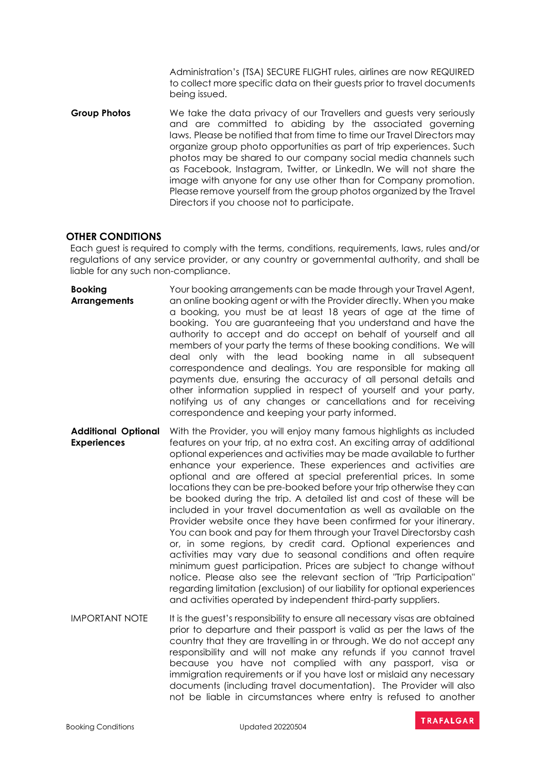Administration's (TSA) SECURE FLIGHT rules, airlines are now REQUIRED to collect more specific data on their guests prior to travel documents being issued.

**Group Photos** We take the data privacy of our Travellers and guests very seriously and are committed to abiding by the associated governing laws. Please be notified that from time to time our Travel Directors may organize group photo opportunities as part of trip experiences. Such photos may be shared to our company social media channels such as Facebook, Instagram, Twitter, or LinkedIn. We will not share the image with anyone for any use other than for Company promotion. Please remove yourself from the group photos organized by the Travel Directors if you choose not to participate.

## OTHER CONDITIONS

Each guest is required to comply with the terms, conditions, requirements, laws, rules and/or regulations of any service provider, or any country or governmental authority, and shall be liable for any such non-compliance.

**Booking Arrangements** Your booking arrangements can be made through your Travel Agent, an online booking agent or with the Provider directly. When you make a booking, you must be at least 18 years of age at the time of booking. You are guaranteeing that you understand and have the authority to accept and do accept on behalf of yourself and all members of your party the terms of these booking conditions. We will deal only with the lead booking name in all subsequent correspondence and dealings. You are responsible for making all payments due, ensuring the accuracy of all personal details and other information supplied in respect of yourself and your party, notifying us of any changes or cancellations and for receiving correspondence and keeping your party informed.

**Additional Optional Experiences** With the Provider, you will enjoy many famous highlights as included features on your trip, at no extra cost. An exciting array of additional optional experiences and activities may be made available to further enhance your experience. These experiences and activities are optional and are offered at special preferential prices. In some locations they can be pre-booked before your trip otherwise they can be booked during the trip. A detailed list and cost of these will be included in your travel documentation as well as available on the Provider website once they have been confirmed for your itinerary. You can book and pay for them through your Travel Directorsby cash or, in some regions, by credit card. Optional experiences and activities may vary due to seasonal conditions and often require minimum guest participation. Prices are subject to change without notice. Please also see the relevant section of "Trip Participation" regarding limitation (exclusion) of our liability for optional experiences and activities operated by independent third-party suppliers.

IMPORTANT NOTE It is the guest's responsibility to ensure all necessary visas are obtained prior to departure and their passport is valid as per the laws of the country that they are travelling in or through. We do not accept any responsibility and will not make any refunds if you cannot travel because you have not complied with any passport, visa or immigration requirements or if you have lost or mislaid any necessary documents (including travel documentation). The Provider will also not be liable in circumstances where entry is refused to another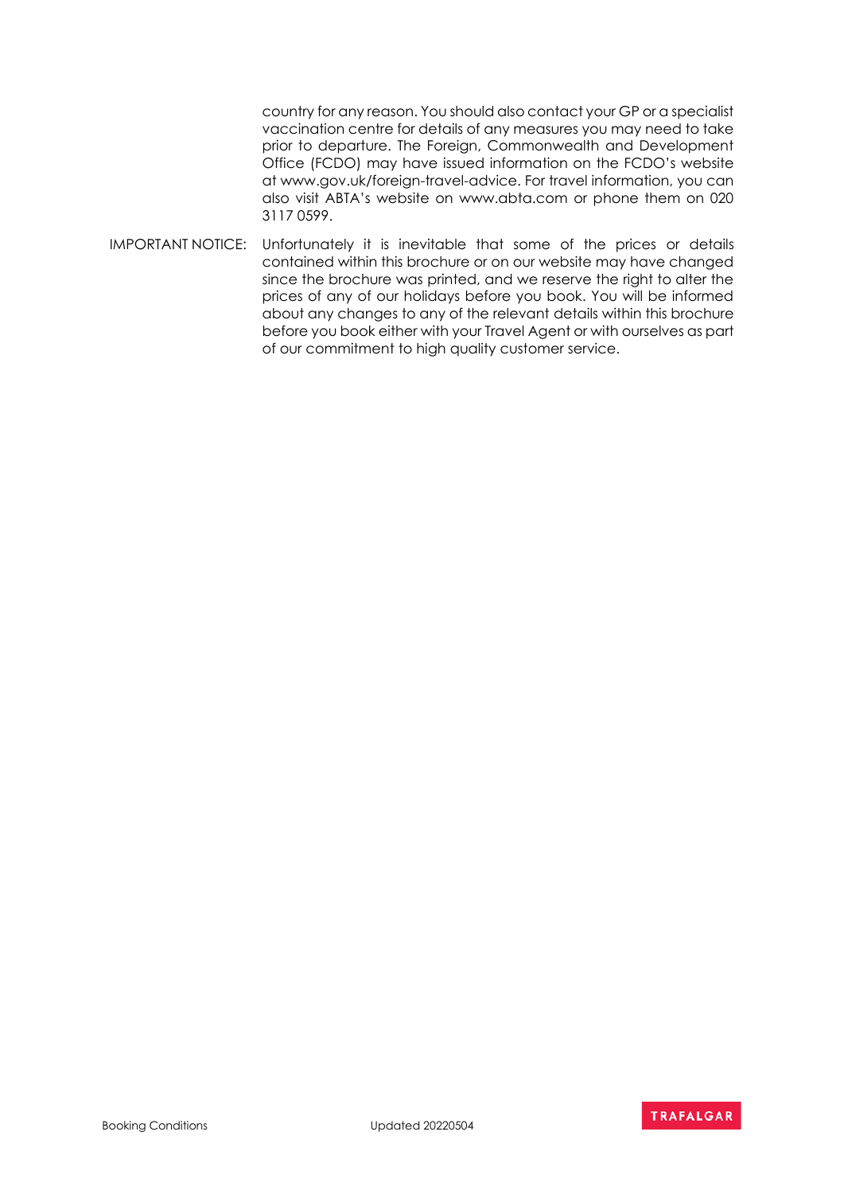country for any reason. You should also contact your GP or a specialist vaccination centre for details of any measures you may need to take prior to departure. The Foreign, Commonwealth and Development Office (FCDO) may have issued information on the FCDO's website at www.gov.uk/foreign-travel-advice. For travel information, you can also visit ABTA's website on www.abta.com or phone them on 020 3117 0599.

IMPORTANT NOTICE: Unfortunately it is inevitable that some of the prices or details contained within this brochure or on our website may have changed since the brochure was printed, and we reserve the right to alter the prices of any of our holidays before you book. You will be informed about any changes to any of the relevant details within this brochure before you book either with your Travel Agent or with ourselves as part of our commitment to high quality customer service.